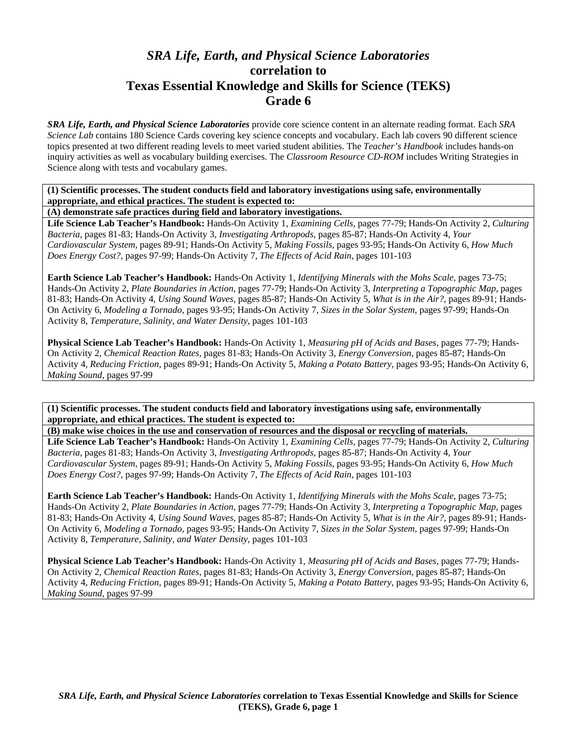# *SRA Life, Earth, and Physical Science Laboratories*
# correlation to
# Texas Essential Knowledge and Skills for Science (TEKS)
# Grade 6

***SRA Life, Earth, and Physical Science Laboratories*** provide core science content in an alternate reading format. Each *SRA Science Lab* contains 180 Science Cards covering key science concepts and vocabulary. Each lab covers 90 different science topics presented at two different reading levels to meet varied student abilities. The *Teacher's Handbook* includes hands-on inquiry activities as well as vocabulary building exercises. The *Classroom Resource CD-ROM* includes Writing Strategies in Science along with tests and vocabulary games.

**(1) Scientific processes. The student conducts field and laboratory investigations using safe, environmentally appropriate, and ethical practices. The student is expected to:**

**(A) demonstrate safe practices during field and laboratory investigations.**

**Life Science Lab Teacher's Handbook:** Hands-On Activity 1, *Examining Cells,* pages 77-79; Hands-On Activity 2, *Culturing Bacteria,* pages 81-83; Hands-On Activity 3, *Investigating Arthropods,* pages 85-87; Hands-On Activity 4, *Your Cardiovascular System,* pages 89-91; Hands-On Activity 5, *Making Fossils,* pages 93-95; Hands-On Activity 6, *How Much Does Energy Cost?,* pages 97-99; Hands-On Activity 7, *The Effects of Acid Rain,* pages 101-103

**Earth Science Lab Teacher's Handbook:** Hands-On Activity 1, *Identifying Minerals with the Mohs Scale,* pages 73-75; Hands-On Activity 2, *Plate Boundaries in Action,* pages 77-79; Hands-On Activity 3, *Interpreting a Topographic Map,* pages 81-83; Hands-On Activity 4, *Using Sound Waves,* pages 85-87; Hands-On Activity 5, *What is in the Air?,* pages 89-91; Hands-On Activity 6, *Modeling a Tornado,* pages 93-95; Hands-On Activity 7, *Sizes in the Solar System,* pages 97-99; Hands-On Activity 8, *Temperature, Salinity, and Water Density,* pages 101-103

**Physical Science Lab Teacher's Handbook:** Hands-On Activity 1, *Measuring pH of Acids and Bases,* pages 77-79; Hands-On Activity 2, *Chemical Reaction Rates,* pages 81-83; Hands-On Activity 3, *Energy Conversion,* pages 85-87; Hands-On Activity 4, *Reducing Friction,* pages 89-91; Hands-On Activity 5, *Making a Potato Battery,* pages 93-95; Hands-On Activity 6, *Making Sound,* pages 97-99

**(1) Scientific processes. The student conducts field and laboratory investigations using safe, environmentally appropriate, and ethical practices. The student is expected to:**

**(B) make wise choices in the use and conservation of resources and the disposal or recycling of materials.**

**Life Science Lab Teacher's Handbook:** Hands-On Activity 1, *Examining Cells,* pages 77-79; Hands-On Activity 2, *Culturing Bacteria,* pages 81-83; Hands-On Activity 3, *Investigating Arthropods,* pages 85-87; Hands-On Activity 4, *Your Cardiovascular System,* pages 89-91; Hands-On Activity 5, *Making Fossils,* pages 93-95; Hands-On Activity 6, *How Much Does Energy Cost?,* pages 97-99; Hands-On Activity 7, *The Effects of Acid Rain,* pages 101-103

**Earth Science Lab Teacher's Handbook:** Hands-On Activity 1, *Identifying Minerals with the Mohs Scale,* pages 73-75; Hands-On Activity 2, *Plate Boundaries in Action,* pages 77-79; Hands-On Activity 3, *Interpreting a Topographic Map,* pages 81-83; Hands-On Activity 4, *Using Sound Waves,* pages 85-87; Hands-On Activity 5, *What is in the Air?,* pages 89-91; Hands-On Activity 6, *Modeling a Tornado,* pages 93-95; Hands-On Activity 7, *Sizes in the Solar System,* pages 97-99; Hands-On Activity 8, *Temperature, Salinity, and Water Density,* pages 101-103

**Physical Science Lab Teacher's Handbook:** Hands-On Activity 1, *Measuring pH of Acids and Bases,* pages 77-79; Hands-On Activity 2, *Chemical Reaction Rates,* pages 81-83; Hands-On Activity 3, *Energy Conversion,* pages 85-87; Hands-On Activity 4, *Reducing Friction,* pages 89-91; Hands-On Activity 5, *Making a Potato Battery,* pages 93-95; Hands-On Activity 6, *Making Sound,* pages 97-99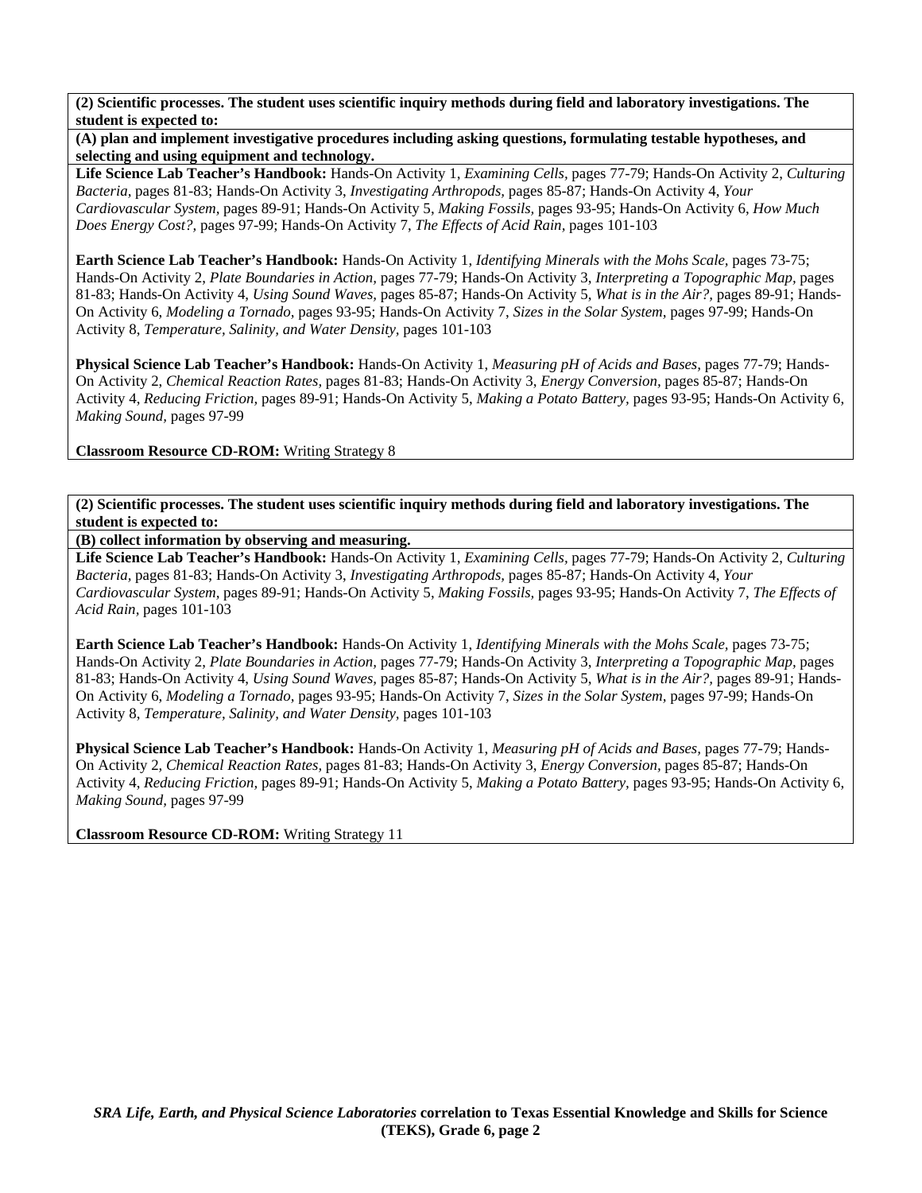**(2) Scientific processes. The student uses scientific inquiry methods during field and laboratory investigations. The student is expected to:**

**(A) plan and implement investigative procedures including asking questions, formulating testable hypotheses, and selecting and using equipment and technology.**

**Life Science Lab Teacher's Handbook:** Hands-On Activity 1, *Examining Cells,* pages 77-79; Hands-On Activity 2, *Culturing Bacteria,* pages 81-83; Hands-On Activity 3, *Investigating Arthropods,* pages 85-87; Hands-On Activity 4, *Your Cardiovascular System,* pages 89-91; Hands-On Activity 5, *Making Fossils,* pages 93-95; Hands-On Activity 6, *How Much Does Energy Cost?,* pages 97-99; Hands-On Activity 7, *The Effects of Acid Rain,* pages 101-103

**Earth Science Lab Teacher's Handbook:** Hands-On Activity 1, *Identifying Minerals with the Mohs Scale,* pages 73-75; Hands-On Activity 2, *Plate Boundaries in Action,* pages 77-79; Hands-On Activity 3, *Interpreting a Topographic Map,* pages 81-83; Hands-On Activity 4, *Using Sound Waves,* pages 85-87; Hands-On Activity 5, *What is in the Air?,* pages 89-91; Hands-On Activity 6, *Modeling a Tornado,* pages 93-95; Hands-On Activity 7, *Sizes in the Solar System,* pages 97-99; Hands-On Activity 8, *Temperature, Salinity, and Water Density,* pages 101-103

**Physical Science Lab Teacher's Handbook:** Hands-On Activity 1, *Measuring pH of Acids and Bases,* pages 77-79; Hands-On Activity 2, *Chemical Reaction Rates,* pages 81-83; Hands-On Activity 3, *Energy Conversion,* pages 85-87; Hands-On Activity 4, *Reducing Friction,* pages 89-91; Hands-On Activity 5, *Making a Potato Battery,* pages 93-95; Hands-On Activity 6, *Making Sound,* pages 97-99

**Classroom Resource CD-ROM:** Writing Strategy 8

**(2) Scientific processes. The student uses scientific inquiry methods during field and laboratory investigations. The student is expected to:**

**(B) collect information by observing and measuring.**

**Life Science Lab Teacher's Handbook:** Hands-On Activity 1, *Examining Cells,* pages 77-79; Hands-On Activity 2, *Culturing Bacteria,* pages 81-83; Hands-On Activity 3, *Investigating Arthropods,* pages 85-87; Hands-On Activity 4, *Your Cardiovascular System,* pages 89-91; Hands-On Activity 5, *Making Fossils,* pages 93-95; Hands-On Activity 7, *The Effects of Acid Rain,* pages 101-103

**Earth Science Lab Teacher's Handbook:** Hands-On Activity 1, *Identifying Minerals with the Mohs Scale,* pages 73-75; Hands-On Activity 2, *Plate Boundaries in Action,* pages 77-79; Hands-On Activity 3, *Interpreting a Topographic Map,* pages 81-83; Hands-On Activity 4, *Using Sound Waves,* pages 85-87; Hands-On Activity 5, *What is in the Air?,* pages 89-91; Hands-On Activity 6, *Modeling a Tornado,* pages 93-95; Hands-On Activity 7, *Sizes in the Solar System,* pages 97-99; Hands-On Activity 8, *Temperature, Salinity, and Water Density,* pages 101-103

**Physical Science Lab Teacher's Handbook:** Hands-On Activity 1, *Measuring pH of Acids and Bases,* pages 77-79; Hands-On Activity 2, *Chemical Reaction Rates,* pages 81-83; Hands-On Activity 3, *Energy Conversion,* pages 85-87; Hands-On Activity 4, *Reducing Friction,* pages 89-91; Hands-On Activity 5, *Making a Potato Battery,* pages 93-95; Hands-On Activity 6, *Making Sound,* pages 97-99

**Classroom Resource CD-ROM:** Writing Strategy 11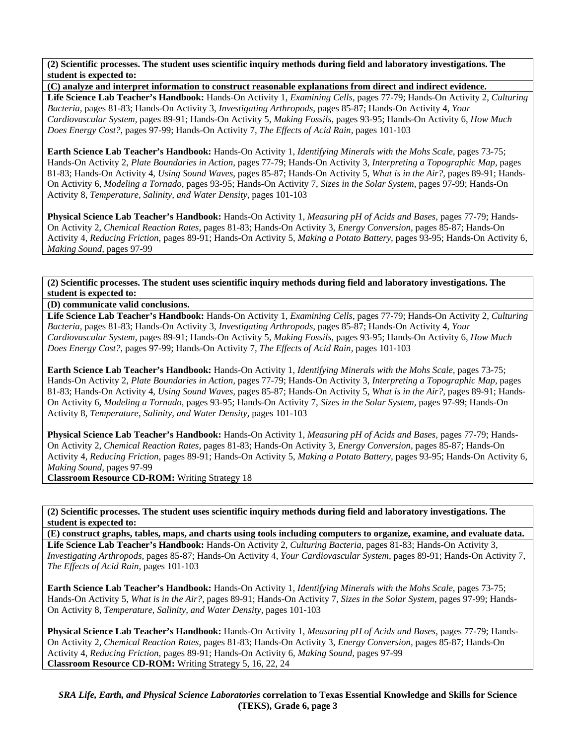**(2) Scientific processes. The student uses scientific inquiry methods during field and laboratory investigations. The student is expected to:**

**(C) analyze and interpret information to construct reasonable explanations from direct and indirect evidence.**

**Life Science Lab Teacher's Handbook:** Hands-On Activity 1, *Examining Cells,* pages 77-79; Hands-On Activity 2, *Culturing Bacteria,* pages 81-83; Hands-On Activity 3, *Investigating Arthropods,* pages 85-87; Hands-On Activity 4, *Your Cardiovascular System,* pages 89-91; Hands-On Activity 5, *Making Fossils,* pages 93-95; Hands-On Activity 6, *How Much Does Energy Cost?,* pages 97-99; Hands-On Activity 7, *The Effects of Acid Rain,* pages 101-103

**Earth Science Lab Teacher's Handbook:** Hands-On Activity 1, *Identifying Minerals with the Mohs Scale,* pages 73-75; Hands-On Activity 2, *Plate Boundaries in Action,* pages 77-79; Hands-On Activity 3, *Interpreting a Topographic Map,* pages 81-83; Hands-On Activity 4, *Using Sound Waves,* pages 85-87; Hands-On Activity 5, *What is in the Air?,* pages 89-91; Hands-On Activity 6, *Modeling a Tornado,* pages 93-95; Hands-On Activity 7, *Sizes in the Solar System,* pages 97-99; Hands-On Activity 8, *Temperature, Salinity, and Water Density,* pages 101-103

**Physical Science Lab Teacher's Handbook:** Hands-On Activity 1, *Measuring pH of Acids and Bases,* pages 77-79; Hands-On Activity 2, *Chemical Reaction Rates,* pages 81-83; Hands-On Activity 3, *Energy Conversion,* pages 85-87; Hands-On Activity 4, *Reducing Friction,* pages 89-91; Hands-On Activity 5, *Making a Potato Battery,* pages 93-95; Hands-On Activity 6, *Making Sound,* pages 97-99

**(2) Scientific processes. The student uses scientific inquiry methods during field and laboratory investigations. The student is expected to:**

**(D) communicate valid conclusions.**

**Life Science Lab Teacher's Handbook:** Hands-On Activity 1, *Examining Cells,* pages 77-79; Hands-On Activity 2, *Culturing Bacteria,* pages 81-83; Hands-On Activity 3, *Investigating Arthropods,* pages 85-87; Hands-On Activity 4, *Your Cardiovascular System,* pages 89-91; Hands-On Activity 5, *Making Fossils,* pages 93-95; Hands-On Activity 6, *How Much Does Energy Cost?,* pages 97-99; Hands-On Activity 7, *The Effects of Acid Rain,* pages 101-103

**Earth Science Lab Teacher's Handbook:** Hands-On Activity 1, *Identifying Minerals with the Mohs Scale,* pages 73-75; Hands-On Activity 2, *Plate Boundaries in Action,* pages 77-79; Hands-On Activity 3, *Interpreting a Topographic Map,* pages 81-83; Hands-On Activity 4, *Using Sound Waves,* pages 85-87; Hands-On Activity 5, *What is in the Air?,* pages 89-91; Hands-On Activity 6, *Modeling a Tornado,* pages 93-95; Hands-On Activity 7, *Sizes in the Solar System,* pages 97-99; Hands-On Activity 8, *Temperature, Salinity, and Water Density,* pages 101-103

**Physical Science Lab Teacher's Handbook:** Hands-On Activity 1, *Measuring pH of Acids and Bases,* pages 77-79; Hands-On Activity 2, *Chemical Reaction Rates,* pages 81-83; Hands-On Activity 3, *Energy Conversion,* pages 85-87; Hands-On Activity 4, *Reducing Friction,* pages 89-91; Hands-On Activity 5, *Making a Potato Battery,* pages 93-95; Hands-On Activity 6, *Making Sound,* pages 97-99
**Classroom Resource CD-ROM:** Writing Strategy 18

**(2) Scientific processes. The student uses scientific inquiry methods during field and laboratory investigations. The student is expected to:**

**(E) construct graphs, tables, maps, and charts using tools including computers to organize, examine, and evaluate data.**

**Life Science Lab Teacher's Handbook:** Hands-On Activity 2, *Culturing Bacteria,* pages 81-83; Hands-On Activity 3, *Investigating Arthropods,* pages 85-87; Hands-On Activity 4, *Your Cardiovascular System,* pages 89-91; Hands-On Activity 7, *The Effects of Acid Rain,* pages 101-103

**Earth Science Lab Teacher's Handbook:** Hands-On Activity 1, *Identifying Minerals with the Mohs Scale,* pages 73-75; Hands-On Activity 5, *What is in the Air?,* pages 89-91; Hands-On Activity 7, *Sizes in the Solar System,* pages 97-99; Hands-On Activity 8, *Temperature, Salinity, and Water Density,* pages 101-103

**Physical Science Lab Teacher's Handbook:** Hands-On Activity 1, *Measuring pH of Acids and Bases,* pages 77-79; Hands-On Activity 2, *Chemical Reaction Rates,* pages 81-83; Hands-On Activity 3, *Energy Conversion,* pages 85-87; Hands-On Activity 4, *Reducing Friction,* pages 89-91; Hands-On Activity 6, *Making Sound,* pages 97-99
**Classroom Resource CD-ROM:** Writing Strategy 5, 16, 22, 24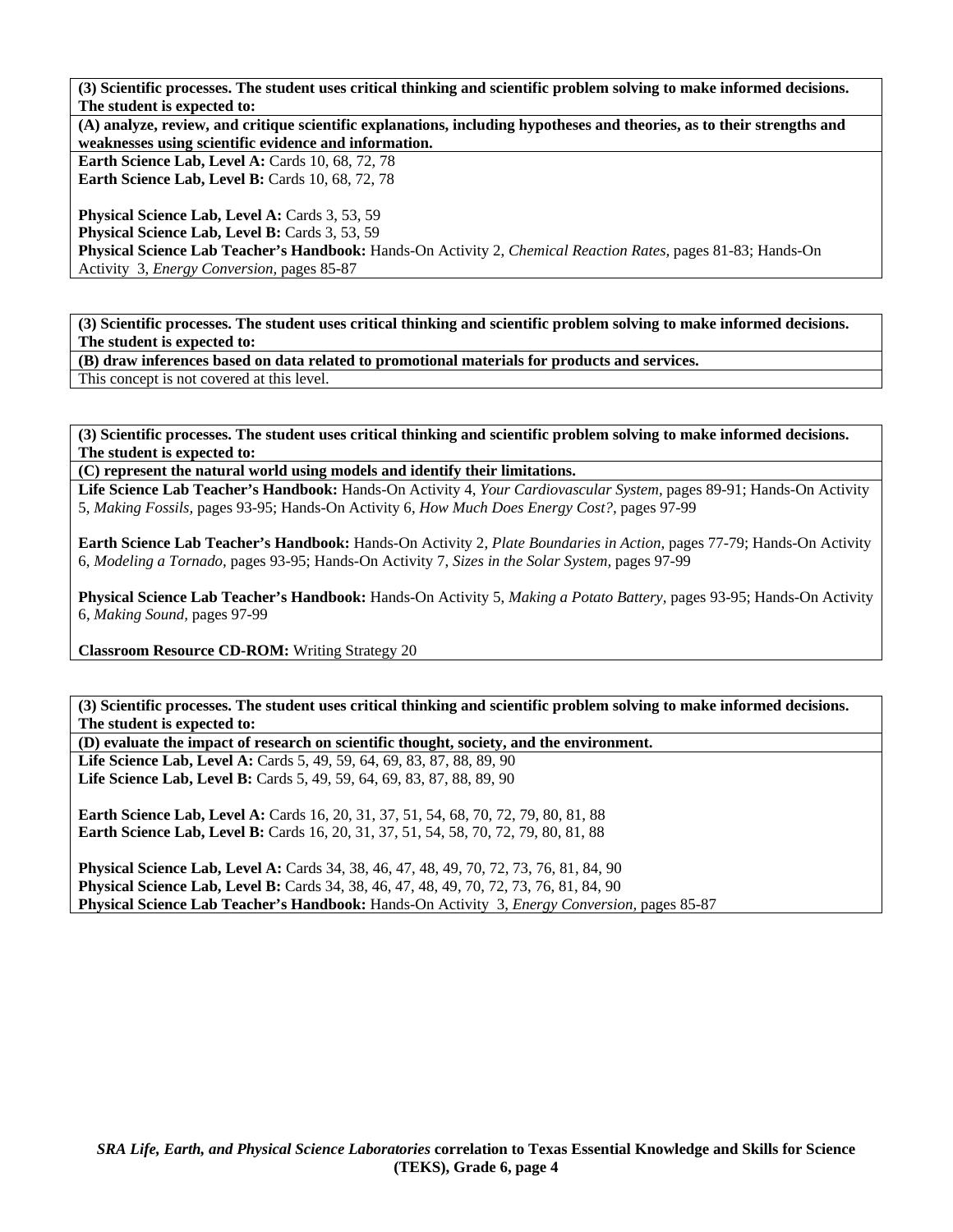**(3) Scientific processes. The student uses critical thinking and scientific problem solving to make informed decisions. The student is expected to:**

**(A) analyze, review, and critique scientific explanations, including hypotheses and theories, as to their strengths and weaknesses using scientific evidence and information.**

**Earth Science Lab, Level A:** Cards 10, 68, 72, 78
**Earth Science Lab, Level B:** Cards 10, 68, 72, 78

**Physical Science Lab, Level A:** Cards 3, 53, 59
**Physical Science Lab, Level B:** Cards 3, 53, 59
**Physical Science Lab Teacher's Handbook:** Hands-On Activity 2, *Chemical Reaction Rates,* pages 81-83; Hands-On Activity 3, *Energy Conversion,* pages 85-87

**(3) Scientific processes. The student uses critical thinking and scientific problem solving to make informed decisions. The student is expected to:**

**(B) draw inferences based on data related to promotional materials for products and services.**

This concept is not covered at this level.

**(3) Scientific processes. The student uses critical thinking and scientific problem solving to make informed decisions. The student is expected to:**

**(C) represent the natural world using models and identify their limitations.**

**Life Science Lab Teacher's Handbook:** Hands-On Activity 4, *Your Cardiovascular System,* pages 89-91; Hands-On Activity 5, *Making Fossils,* pages 93-95; Hands-On Activity 6, *How Much Does Energy Cost?,* pages 97-99

**Earth Science Lab Teacher's Handbook:** Hands-On Activity 2, *Plate Boundaries in Action,* pages 77-79; Hands-On Activity 6, *Modeling a Tornado,* pages 93-95; Hands-On Activity 7, *Sizes in the Solar System,* pages 97-99

**Physical Science Lab Teacher's Handbook:** Hands-On Activity 5, *Making a Potato Battery,* pages 93-95; Hands-On Activity 6, *Making Sound,* pages 97-99

**Classroom Resource CD-ROM:** Writing Strategy 20

**(3) Scientific processes. The student uses critical thinking and scientific problem solving to make informed decisions. The student is expected to:**

**(D) evaluate the impact of research on scientific thought, society, and the environment.**

**Life Science Lab, Level A:** Cards 5, 49, 59, 64, 69, 83, 87, 88, 89, 90
**Life Science Lab, Level B:** Cards 5, 49, 59, 64, 69, 83, 87, 88, 89, 90

**Earth Science Lab, Level A:** Cards 16, 20, 31, 37, 51, 54, 68, 70, 72, 79, 80, 81, 88
**Earth Science Lab, Level B:** Cards 16, 20, 31, 37, 51, 54, 58, 70, 72, 79, 80, 81, 88

**Physical Science Lab, Level A:** Cards 34, 38, 46, 47, 48, 49, 70, 72, 73, 76, 81, 84, 90
**Physical Science Lab, Level B:** Cards 34, 38, 46, 47, 48, 49, 70, 72, 73, 76, 81, 84, 90
**Physical Science Lab Teacher's Handbook:** Hands-On Activity 3, *Energy Conversion,* pages 85-87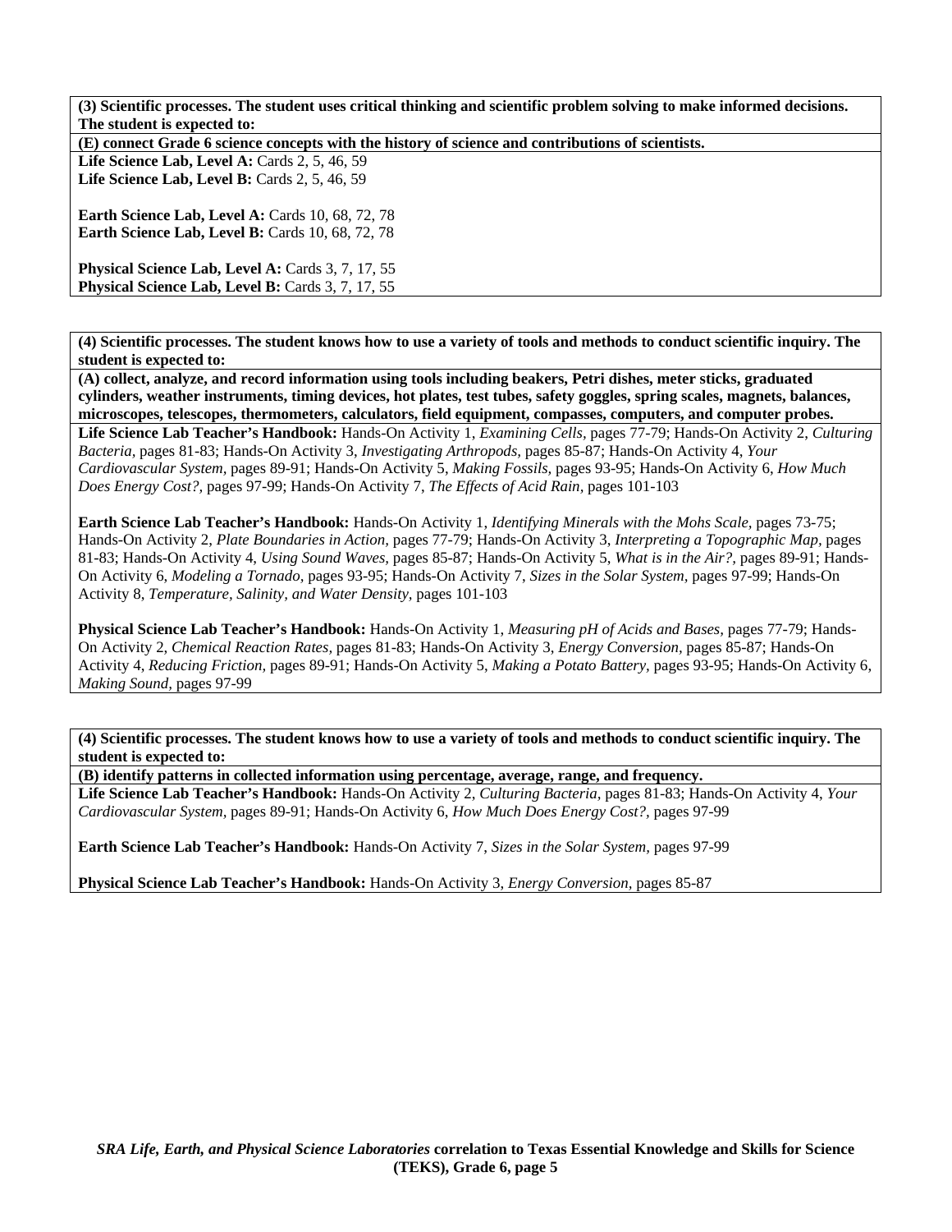**(3) Scientific processes. The student uses critical thinking and scientific problem solving to make informed decisions. The student is expected to:**

**(E) connect Grade 6 science concepts with the history of science and contributions of scientists.**

**Life Science Lab, Level A:** Cards 2, 5, 46, 59
**Life Science Lab, Level B:** Cards 2, 5, 46, 59

**Earth Science Lab, Level A:** Cards 10, 68, 72, 78
**Earth Science Lab, Level B:** Cards 10, 68, 72, 78

**Physical Science Lab, Level A:** Cards 3, 7, 17, 55
**Physical Science Lab, Level B:** Cards 3, 7, 17, 55

**(4) Scientific processes. The student knows how to use a variety of tools and methods to conduct scientific inquiry. The student is expected to:**

**(A) collect, analyze, and record information using tools including beakers, Petri dishes, meter sticks, graduated cylinders, weather instruments, timing devices, hot plates, test tubes, safety goggles, spring scales, magnets, balances, microscopes, telescopes, thermometers, calculators, field equipment, compasses, computers, and computer probes.**

**Life Science Lab Teacher's Handbook:** Hands-On Activity 1, *Examining Cells,* pages 77-79; Hands-On Activity 2, *Culturing Bacteria,* pages 81-83; Hands-On Activity 3, *Investigating Arthropods,* pages 85-87; Hands-On Activity 4, *Your Cardiovascular System,* pages 89-91; Hands-On Activity 5, *Making Fossils,* pages 93-95; Hands-On Activity 6, *How Much Does Energy Cost?,* pages 97-99; Hands-On Activity 7, *The Effects of Acid Rain,* pages 101-103

**Earth Science Lab Teacher's Handbook:** Hands-On Activity 1, *Identifying Minerals with the Mohs Scale,* pages 73-75; Hands-On Activity 2, *Plate Boundaries in Action,* pages 77-79; Hands-On Activity 3, *Interpreting a Topographic Map,* pages 81-83; Hands-On Activity 4, *Using Sound Waves,* pages 85-87; Hands-On Activity 5, *What is in the Air?,* pages 89-91; Hands-On Activity 6, *Modeling a Tornado,* pages 93-95; Hands-On Activity 7, *Sizes in the Solar System,* pages 97-99; Hands-On Activity 8, *Temperature, Salinity, and Water Density,* pages 101-103

**Physical Science Lab Teacher's Handbook:** Hands-On Activity 1, *Measuring pH of Acids and Bases,* pages 77-79; Hands-On Activity 2, *Chemical Reaction Rates,* pages 81-83; Hands-On Activity 3, *Energy Conversion,* pages 85-87; Hands-On Activity 4, *Reducing Friction,* pages 89-91; Hands-On Activity 5, *Making a Potato Battery,* pages 93-95; Hands-On Activity 6, *Making Sound,* pages 97-99

**(4) Scientific processes. The student knows how to use a variety of tools and methods to conduct scientific inquiry. The student is expected to:**

**(B) identify patterns in collected information using percentage, average, range, and frequency.**

**Life Science Lab Teacher's Handbook:** Hands-On Activity 2, *Culturing Bacteria,* pages 81-83; Hands-On Activity 4, *Your Cardiovascular System,* pages 89-91; Hands-On Activity 6, *How Much Does Energy Cost?,* pages 97-99

**Earth Science Lab Teacher's Handbook:** Hands-On Activity 7, *Sizes in the Solar System,* pages 97-99

**Physical Science Lab Teacher's Handbook:** Hands-On Activity 3, *Energy Conversion,* pages 85-87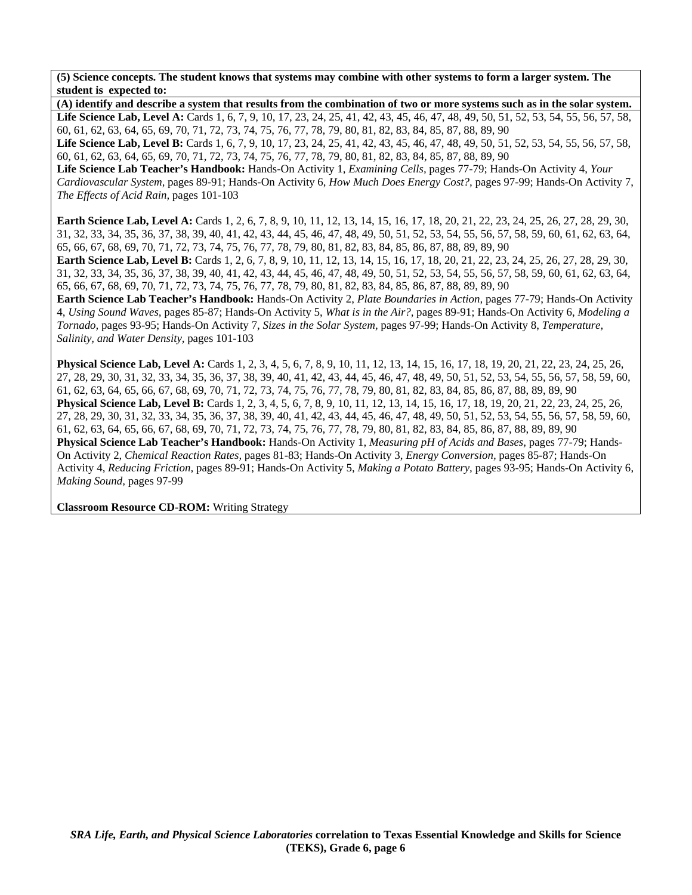**(5) Science concepts. The student knows that systems may combine with other systems to form a larger system. The student is expected to:**

**(A) identify and describe a system that results from the combination of two or more systems such as in the solar system.**

**Life Science Lab, Level A:** Cards 1, 6, 7, 9, 10, 17, 23, 24, 25, 41, 42, 43, 45, 46, 47, 48, 49, 50, 51, 52, 53, 54, 55, 56, 57, 58, 60, 61, 62, 63, 64, 65, 69, 70, 71, 72, 73, 74, 75, 76, 77, 78, 79, 80, 81, 82, 83, 84, 85, 87, 88, 89, 90

**Life Science Lab, Level B:** Cards 1, 6, 7, 9, 10, 17, 23, 24, 25, 41, 42, 43, 45, 46, 47, 48, 49, 50, 51, 52, 53, 54, 55, 56, 57, 58, 60, 61, 62, 63, 64, 65, 69, 70, 71, 72, 73, 74, 75, 76, 77, 78, 79, 80, 81, 82, 83, 84, 85, 87, 88, 89, 90

**Life Science Lab Teacher's Handbook:** Hands-On Activity 1, *Examining Cells,* pages 77-79; Hands-On Activity 4, *Your Cardiovascular System,* pages 89-91; Hands-On Activity 6, *How Much Does Energy Cost?,* pages 97-99; Hands-On Activity 7, *The Effects of Acid Rain,* pages 101-103

**Earth Science Lab, Level A:** Cards 1, 2, 6, 7, 8, 9, 10, 11, 12, 13, 14, 15, 16, 17, 18, 20, 21, 22, 23, 24, 25, 26, 27, 28, 29, 30, 31, 32, 33, 34, 35, 36, 37, 38, 39, 40, 41, 42, 43, 44, 45, 46, 47, 48, 49, 50, 51, 52, 53, 54, 55, 56, 57, 58, 59, 60, 61, 62, 63, 64, 65, 66, 67, 68, 69, 70, 71, 72, 73, 74, 75, 76, 77, 78, 79, 80, 81, 82, 83, 84, 85, 86, 87, 88, 89, 89, 90

**Earth Science Lab, Level B:** Cards 1, 2, 6, 7, 8, 9, 10, 11, 12, 13, 14, 15, 16, 17, 18, 20, 21, 22, 23, 24, 25, 26, 27, 28, 29, 30, 31, 32, 33, 34, 35, 36, 37, 38, 39, 40, 41, 42, 43, 44, 45, 46, 47, 48, 49, 50, 51, 52, 53, 54, 55, 56, 57, 58, 59, 60, 61, 62, 63, 64, 65, 66, 67, 68, 69, 70, 71, 72, 73, 74, 75, 76, 77, 78, 79, 80, 81, 82, 83, 84, 85, 86, 87, 88, 89, 89, 90

**Earth Science Lab Teacher's Handbook:** Hands-On Activity 2, *Plate Boundaries in Action,* pages 77-79; Hands-On Activity 4, *Using Sound Waves,* pages 85-87; Hands-On Activity 5, *What is in the Air?,* pages 89-91; Hands-On Activity 6, *Modeling a Tornado,* pages 93-95; Hands-On Activity 7, *Sizes in the Solar System,* pages 97-99; Hands-On Activity 8, *Temperature, Salinity, and Water Density,* pages 101-103

**Physical Science Lab, Level A:** Cards 1, 2, 3, 4, 5, 6, 7, 8, 9, 10, 11, 12, 13, 14, 15, 16, 17, 18, 19, 20, 21, 22, 23, 24, 25, 26, 27, 28, 29, 30, 31, 32, 33, 34, 35, 36, 37, 38, 39, 40, 41, 42, 43, 44, 45, 46, 47, 48, 49, 50, 51, 52, 53, 54, 55, 56, 57, 58, 59, 60, 61, 62, 63, 64, 65, 66, 67, 68, 69, 70, 71, 72, 73, 74, 75, 76, 77, 78, 79, 80, 81, 82, 83, 84, 85, 86, 87, 88, 89, 89, 90

**Physical Science Lab, Level B:** Cards 1, 2, 3, 4, 5, 6, 7, 8, 9, 10, 11, 12, 13, 14, 15, 16, 17, 18, 19, 20, 21, 22, 23, 24, 25, 26, 27, 28, 29, 30, 31, 32, 33, 34, 35, 36, 37, 38, 39, 40, 41, 42, 43, 44, 45, 46, 47, 48, 49, 50, 51, 52, 53, 54, 55, 56, 57, 58, 59, 60, 61, 62, 63, 64, 65, 66, 67, 68, 69, 70, 71, 72, 73, 74, 75, 76, 77, 78, 79, 80, 81, 82, 83, 84, 85, 86, 87, 88, 89, 89, 90

**Physical Science Lab Teacher's Handbook:** Hands-On Activity 1, *Measuring pH of Acids and Bases,* pages 77-79; Hands-On Activity 2, *Chemical Reaction Rates,* pages 81-83; Hands-On Activity 3, *Energy Conversion,* pages 85-87; Hands-On Activity 4, *Reducing Friction,* pages 89-91; Hands-On Activity 5, *Making a Potato Battery,* pages 93-95; Hands-On Activity 6, *Making Sound,* pages 97-99

**Classroom Resource CD-ROM:** Writing Strategy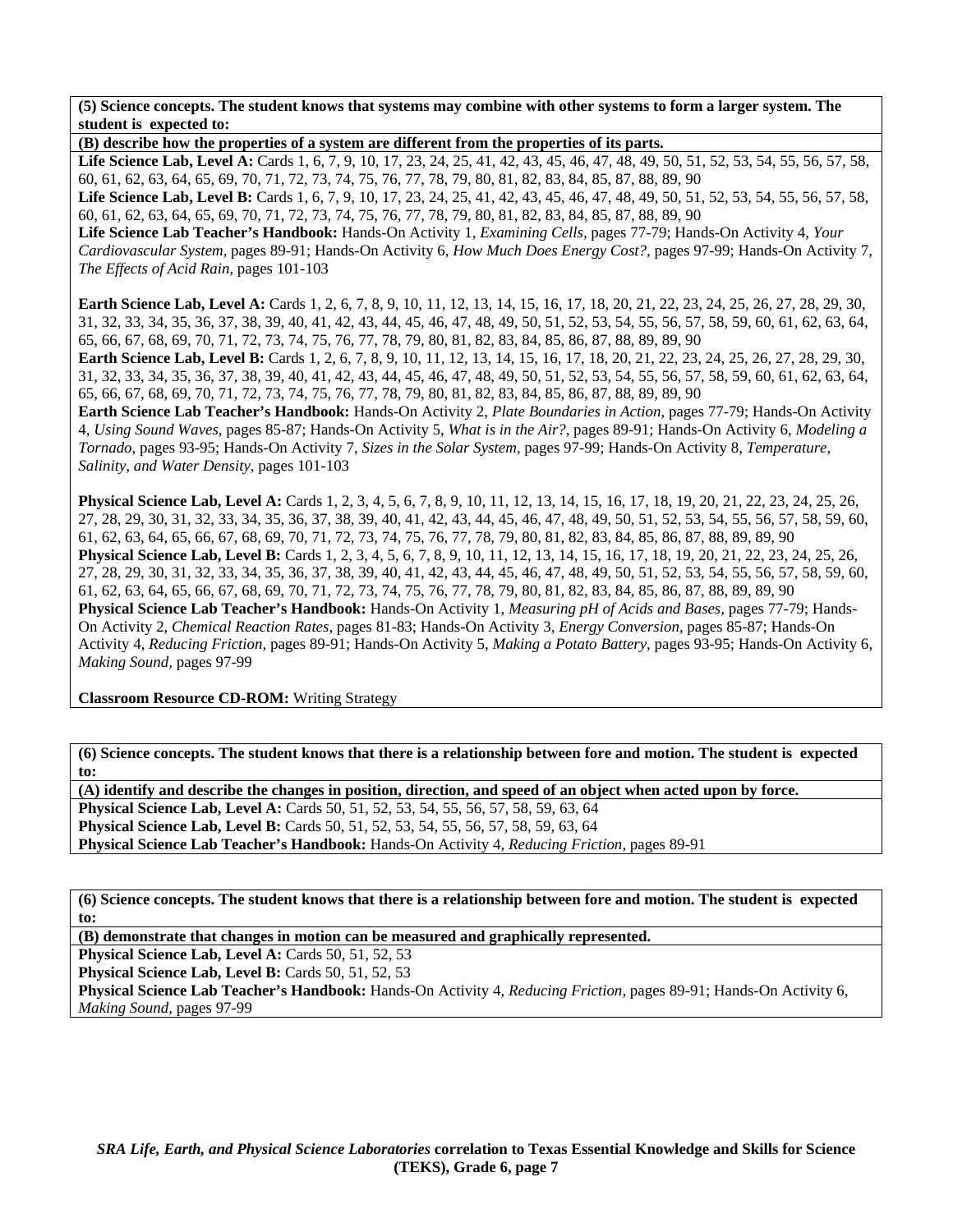**(5) Science concepts. The student knows that systems may combine with other systems to form a larger system. The student is expected to:**

**(B) describe how the properties of a system are different from the properties of its parts.**

**Life Science Lab, Level A:** Cards 1, 6, 7, 9, 10, 17, 23, 24, 25, 41, 42, 43, 45, 46, 47, 48, 49, 50, 51, 52, 53, 54, 55, 56, 57, 58, 60, 61, 62, 63, 64, 65, 69, 70, 71, 72, 73, 74, 75, 76, 77, 78, 79, 80, 81, 82, 83, 84, 85, 87, 88, 89, 90
**Life Science Lab, Level B:** Cards 1, 6, 7, 9, 10, 17, 23, 24, 25, 41, 42, 43, 45, 46, 47, 48, 49, 50, 51, 52, 53, 54, 55, 56, 57, 58, 60, 61, 62, 63, 64, 65, 69, 70, 71, 72, 73, 74, 75, 76, 77, 78, 79, 80, 81, 82, 83, 84, 85, 87, 88, 89, 90
**Life Science Lab Teacher's Handbook:** Hands-On Activity 1, *Examining Cells,* pages 77-79; Hands-On Activity 4, *Your Cardiovascular System,* pages 89-91; Hands-On Activity 6, *How Much Does Energy Cost?,* pages 97-99; Hands-On Activity 7, *The Effects of Acid Rain,* pages 101-103

**Earth Science Lab, Level A:** Cards 1, 2, 6, 7, 8, 9, 10, 11, 12, 13, 14, 15, 16, 17, 18, 20, 21, 22, 23, 24, 25, 26, 27, 28, 29, 30, 31, 32, 33, 34, 35, 36, 37, 38, 39, 40, 41, 42, 43, 44, 45, 46, 47, 48, 49, 50, 51, 52, 53, 54, 55, 56, 57, 58, 59, 60, 61, 62, 63, 64, 65, 66, 67, 68, 69, 70, 71, 72, 73, 74, 75, 76, 77, 78, 79, 80, 81, 82, 83, 84, 85, 86, 87, 88, 89, 89, 90
**Earth Science Lab, Level B:** Cards 1, 2, 6, 7, 8, 9, 10, 11, 12, 13, 14, 15, 16, 17, 18, 20, 21, 22, 23, 24, 25, 26, 27, 28, 29, 30, 31, 32, 33, 34, 35, 36, 37, 38, 39, 40, 41, 42, 43, 44, 45, 46, 47, 48, 49, 50, 51, 52, 53, 54, 55, 56, 57, 58, 59, 60, 61, 62, 63, 64, 65, 66, 67, 68, 69, 70, 71, 72, 73, 74, 75, 76, 77, 78, 79, 80, 81, 82, 83, 84, 85, 86, 87, 88, 89, 89, 90
**Earth Science Lab Teacher's Handbook:** Hands-On Activity 2, *Plate Boundaries in Action,* pages 77-79; Hands-On Activity 4, *Using Sound Waves,* pages 85-87; Hands-On Activity 5, *What is in the Air?,* pages 89-91; Hands-On Activity 6, *Modeling a Tornado,* pages 93-95; Hands-On Activity 7, *Sizes in the Solar System,* pages 97-99; Hands-On Activity 8, *Temperature, Salinity, and Water Density,* pages 101-103

**Physical Science Lab, Level A:** Cards 1, 2, 3, 4, 5, 6, 7, 8, 9, 10, 11, 12, 13, 14, 15, 16, 17, 18, 19, 20, 21, 22, 23, 24, 25, 26, 27, 28, 29, 30, 31, 32, 33, 34, 35, 36, 37, 38, 39, 40, 41, 42, 43, 44, 45, 46, 47, 48, 49, 50, 51, 52, 53, 54, 55, 56, 57, 58, 59, 60, 61, 62, 63, 64, 65, 66, 67, 68, 69, 70, 71, 72, 73, 74, 75, 76, 77, 78, 79, 80, 81, 82, 83, 84, 85, 86, 87, 88, 89, 89, 90
**Physical Science Lab, Level B:** Cards 1, 2, 3, 4, 5, 6, 7, 8, 9, 10, 11, 12, 13, 14, 15, 16, 17, 18, 19, 20, 21, 22, 23, 24, 25, 26, 27, 28, 29, 30, 31, 32, 33, 34, 35, 36, 37, 38, 39, 40, 41, 42, 43, 44, 45, 46, 47, 48, 49, 50, 51, 52, 53, 54, 55, 56, 57, 58, 59, 60, 61, 62, 63, 64, 65, 66, 67, 68, 69, 70, 71, 72, 73, 74, 75, 76, 77, 78, 79, 80, 81, 82, 83, 84, 85, 86, 87, 88, 89, 89, 90
**Physical Science Lab Teacher's Handbook:** Hands-On Activity 1, *Measuring pH of Acids and Bases,* pages 77-79; Hands-On Activity 2, *Chemical Reaction Rates,* pages 81-83; Hands-On Activity 3, *Energy Conversion,* pages 85-87; Hands-On Activity 4, *Reducing Friction,* pages 89-91; Hands-On Activity 5, *Making a Potato Battery,* pages 93-95; Hands-On Activity 6, *Making Sound,* pages 97-99

**Classroom Resource CD-ROM:** Writing Strategy

**(6) Science concepts. The student knows that there is a relationship between fore and motion. The student is expected to:**

**(A) identify and describe the changes in position, direction, and speed of an object when acted upon by force.**

**Physical Science Lab, Level A:** Cards 50, 51, 52, 53, 54, 55, 56, 57, 58, 59, 63, 64
**Physical Science Lab, Level B:** Cards 50, 51, 52, 53, 54, 55, 56, 57, 58, 59, 63, 64
**Physical Science Lab Teacher's Handbook:** Hands-On Activity 4, *Reducing Friction,* pages 89-91

**(6) Science concepts. The student knows that there is a relationship between fore and motion. The student is expected to:**

**(B) demonstrate that changes in motion can be measured and graphically represented.**

**Physical Science Lab, Level A:** Cards 50, 51, 52, 53
**Physical Science Lab, Level B:** Cards 50, 51, 52, 53
**Physical Science Lab Teacher's Handbook:** Hands-On Activity 4, *Reducing Friction,* pages 89-91; Hands-On Activity 6, *Making Sound,* pages 97-99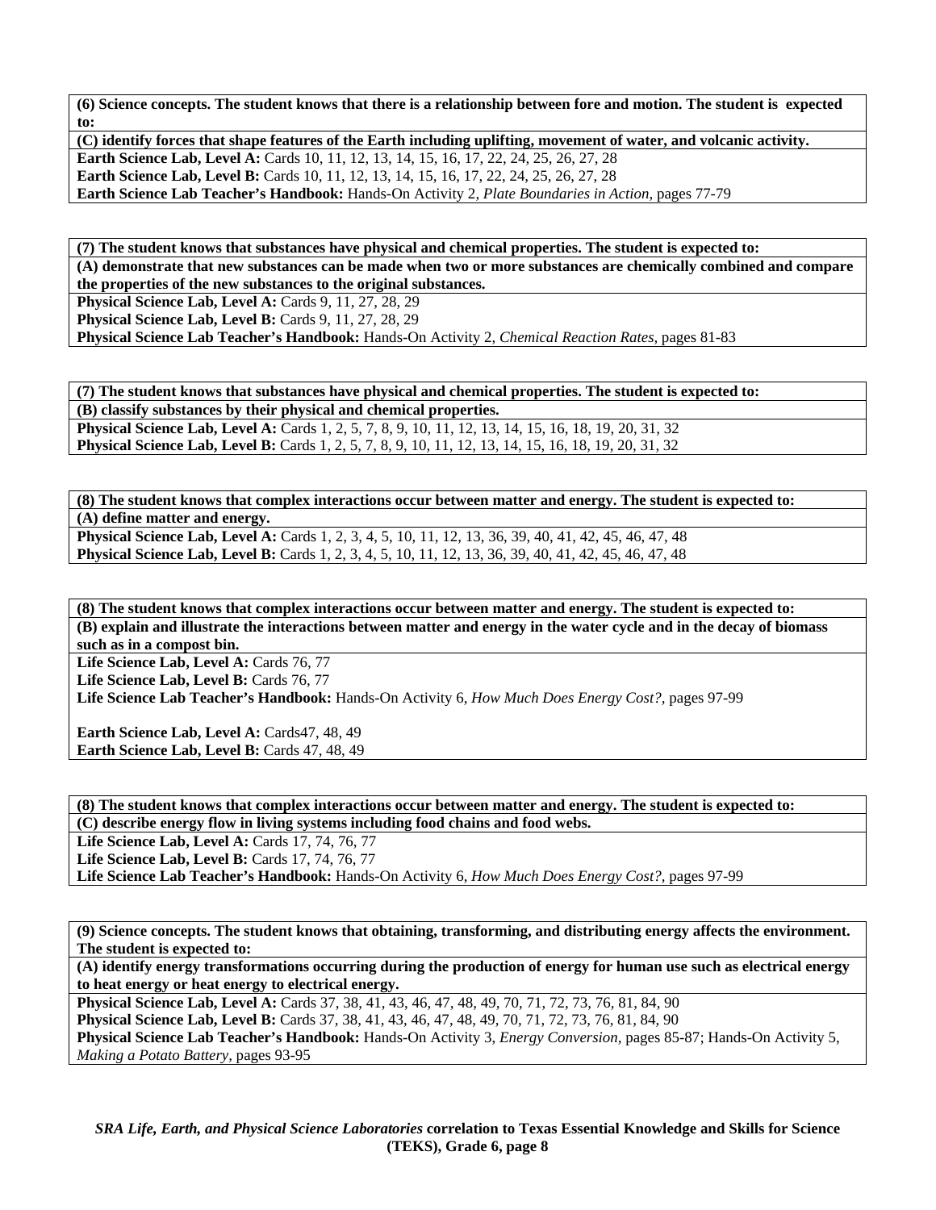**(6) Science concepts. The student knows that there is a relationship between fore and motion. The student is expected to:**

**(C) identify forces that shape features of the Earth including uplifting, movement of water, and volcanic activity.**

**Earth Science Lab, Level A:** Cards 10, 11, 12, 13, 14, 15, 16, 17, 22, 24, 25, 26, 27, 28
**Earth Science Lab, Level B:** Cards 10, 11, 12, 13, 14, 15, 16, 17, 22, 24, 25, 26, 27, 28
**Earth Science Lab Teacher's Handbook:** Hands-On Activity 2, *Plate Boundaries in Action,* pages 77-79

**(7) The student knows that substances have physical and chemical properties. The student is expected to:**

**(A) demonstrate that new substances can be made when two or more substances are chemically combined and compare the properties of the new substances to the original substances.**

**Physical Science Lab, Level A:** Cards 9, 11, 27, 28, 29
**Physical Science Lab, Level B:** Cards 9, 11, 27, 28, 29
**Physical Science Lab Teacher's Handbook:** Hands-On Activity 2, *Chemical Reaction Rates,* pages 81-83

**(7) The student knows that substances have physical and chemical properties. The student is expected to:**

**(B) classify substances by their physical and chemical properties.**

**Physical Science Lab, Level A:** Cards 1, 2, 5, 7, 8, 9, 10, 11, 12, 13, 14, 15, 16, 18, 19, 20, 31, 32
**Physical Science Lab, Level B:** Cards 1, 2, 5, 7, 8, 9, 10, 11, 12, 13, 14, 15, 16, 18, 19, 20, 31, 32

**(8) The student knows that complex interactions occur between matter and energy. The student is expected to:**

**(A) define matter and energy.**

**Physical Science Lab, Level A:** Cards 1, 2, 3, 4, 5, 10, 11, 12, 13, 36, 39, 40, 41, 42, 45, 46, 47, 48
**Physical Science Lab, Level B:** Cards 1, 2, 3, 4, 5, 10, 11, 12, 13, 36, 39, 40, 41, 42, 45, 46, 47, 48

**(8) The student knows that complex interactions occur between matter and energy. The student is expected to:**

**(B) explain and illustrate the interactions between matter and energy in the water cycle and in the decay of biomass such as in a compost bin.**

**Life Science Lab, Level A:** Cards 76, 77
**Life Science Lab, Level B:** Cards 76, 77
**Life Science Lab Teacher's Handbook:** Hands-On Activity 6, *How Much Does Energy Cost?,* pages 97-99

**Earth Science Lab, Level A:** Cards47, 48, 49
**Earth Science Lab, Level B:** Cards 47, 48, 49

**(8) The student knows that complex interactions occur between matter and energy. The student is expected to:**

**(C) describe energy flow in living systems including food chains and food webs.**

**Life Science Lab, Level A:** Cards 17, 74, 76, 77
**Life Science Lab, Level B:** Cards 17, 74, 76, 77
**Life Science Lab Teacher's Handbook:** Hands-On Activity 6, *How Much Does Energy Cost?,* pages 97-99

**(9) Science concepts. The student knows that obtaining, transforming, and distributing energy affects the environment. The student is expected to:**

**(A) identify energy transformations occurring during the production of energy for human use such as electrical energy to heat energy or heat energy to electrical energy.**

**Physical Science Lab, Level A:** Cards 37, 38, 41, 43, 46, 47, 48, 49, 70, 71, 72, 73, 76, 81, 84, 90
**Physical Science Lab, Level B:** Cards 37, 38, 41, 43, 46, 47, 48, 49, 70, 71, 72, 73, 76, 81, 84, 90
**Physical Science Lab Teacher's Handbook:** Hands-On Activity 3, *Energy Conversion,* pages 85-87; Hands-On Activity 5, *Making a Potato Battery,* pages 93-95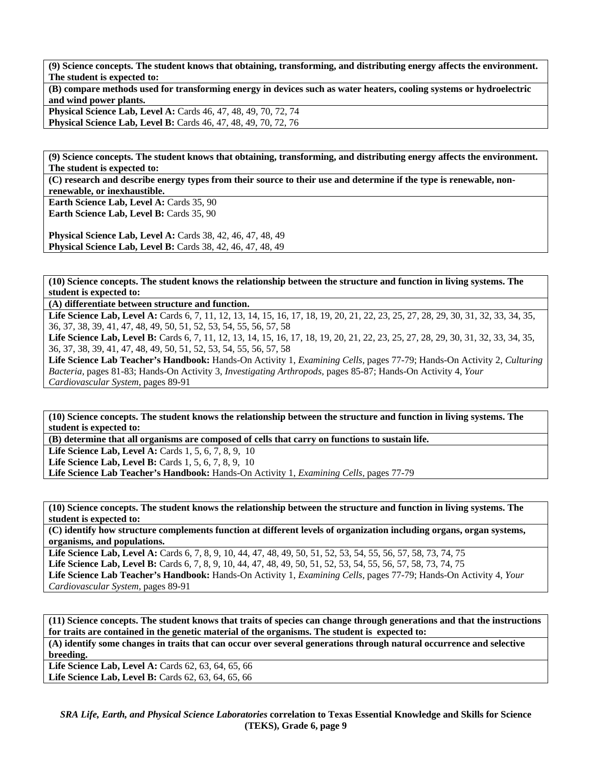**(9) Science concepts. The student knows that obtaining, transforming, and distributing energy affects the environment. The student is expected to:**

**(B) compare methods used for transforming energy in devices such as water heaters, cooling systems or hydroelectric and wind power plants.**

**Physical Science Lab, Level A:** Cards 46, 47, 48, 49, 70, 72, 74
**Physical Science Lab, Level B:** Cards 46, 47, 48, 49, 70, 72, 76

**(9) Science concepts. The student knows that obtaining, transforming, and distributing energy affects the environment. The student is expected to:**

**(C) research and describe energy types from their source to their use and determine if the type is renewable, non-renewable, or inexhaustible.**

**Earth Science Lab, Level A:** Cards 35, 90
**Earth Science Lab, Level B:** Cards 35, 90

**Physical Science Lab, Level A:** Cards 38, 42, 46, 47, 48, 49
**Physical Science Lab, Level B:** Cards 38, 42, 46, 47, 48, 49

**(10) Science concepts. The student knows the relationship between the structure and function in living systems. The student is expected to:**

**(A) differentiate between structure and function.**

**Life Science Lab, Level A:** Cards 6, 7, 11, 12, 13, 14, 15, 16, 17, 18, 19, 20, 21, 22, 23, 25, 27, 28, 29, 30, 31, 32, 33, 34, 35, 36, 37, 38, 39, 41, 47, 48, 49, 50, 51, 52, 53, 54, 55, 56, 57, 58
**Life Science Lab, Level B:** Cards 6, 7, 11, 12, 13, 14, 15, 16, 17, 18, 19, 20, 21, 22, 23, 25, 27, 28, 29, 30, 31, 32, 33, 34, 35, 36, 37, 38, 39, 41, 47, 48, 49, 50, 51, 52, 53, 54, 55, 56, 57, 58
**Life Science Lab Teacher's Handbook:** Hands-On Activity 1, *Examining Cells,* pages 77-79; Hands-On Activity 2, *Culturing Bacteria,* pages 81-83; Hands-On Activity 3, *Investigating Arthropods,* pages 85-87; Hands-On Activity 4, *Your Cardiovascular System,* pages 89-91

**(10) Science concepts. The student knows the relationship between the structure and function in living systems. The student is expected to:**

**(B) determine that all organisms are composed of cells that carry on functions to sustain life.**

**Life Science Lab, Level A:** Cards 1, 5, 6, 7, 8, 9, 10
**Life Science Lab, Level B:** Cards 1, 5, 6, 7, 8, 9, 10
**Life Science Lab Teacher's Handbook:** Hands-On Activity 1, *Examining Cells,* pages 77-79

**(10) Science concepts. The student knows the relationship between the structure and function in living systems. The student is expected to:**

**(C) identify how structure complements function at different levels of organization including organs, organ systems, organisms, and populations.**

**Life Science Lab, Level A:** Cards 6, 7, 8, 9, 10, 44, 47, 48, 49, 50, 51, 52, 53, 54, 55, 56, 57, 58, 73, 74, 75
**Life Science Lab, Level B:** Cards 6, 7, 8, 9, 10, 44, 47, 48, 49, 50, 51, 52, 53, 54, 55, 56, 57, 58, 73, 74, 75
**Life Science Lab Teacher's Handbook:** Hands-On Activity 1, *Examining Cells,* pages 77-79; Hands-On Activity 4, *Your Cardiovascular System,* pages 89-91

**(11) Science concepts. The student knows that traits of species can change through generations and that the instructions for traits are contained in the genetic material of the organisms. The student is expected to:**

**(A) identify some changes in traits that can occur over several generations through natural occurrence and selective breeding.**

**Life Science Lab, Level A:** Cards 62, 63, 64, 65, 66
**Life Science Lab, Level B:** Cards 62, 63, 64, 65, 66

***SRA Life, Earth, and Physical Science Laboratories* correlation to Texas Essential Knowledge and Skills for Science (TEKS), Grade 6, page 9**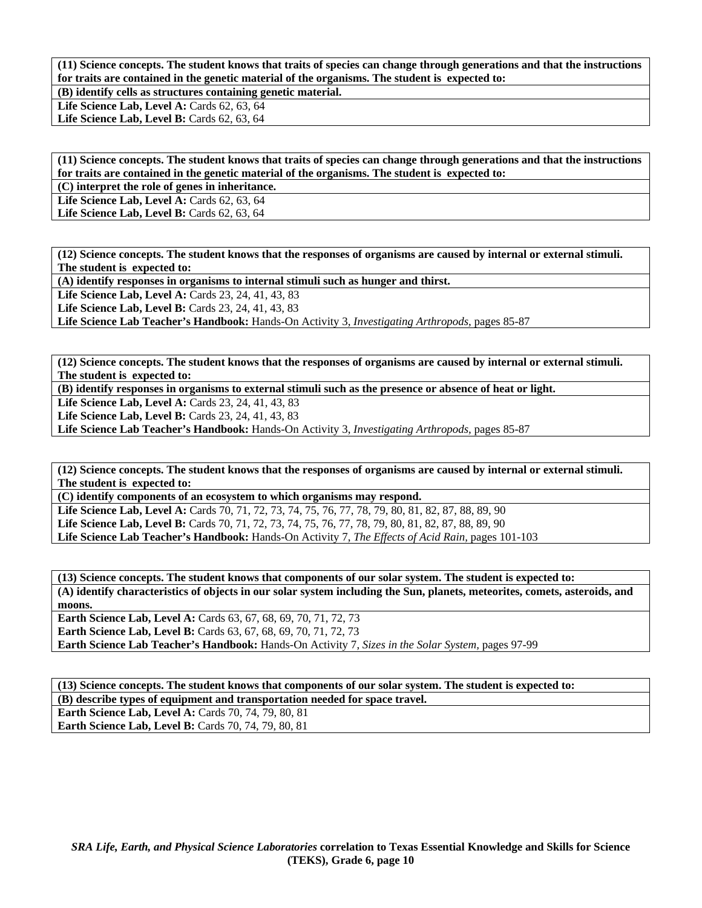| |
|---|
| **(11) Science concepts. The student knows that traits of species can change through generations and that the instructions for traits are contained in the genetic material of the organisms. The student is expected to:** |
| **(B) identify cells as structures containing genetic material.** |
| **Life Science Lab, Level A:** Cards 62, 63, 64<br>**Life Science Lab, Level B:** Cards 62, 63, 64 |

| |
|---|
| **(11) Science concepts. The student knows that traits of species can change through generations and that the instructions for traits are contained in the genetic material of the organisms. The student is expected to:** |
| **(C) interpret the role of genes in inheritance.** |
| **Life Science Lab, Level A:** Cards 62, 63, 64<br>**Life Science Lab, Level B:** Cards 62, 63, 64 |

| |
|---|
| **(12) Science concepts. The student knows that the responses of organisms are caused by internal or external stimuli. The student is expected to:** |
| **(A) identify responses in organisms to internal stimuli such as hunger and thirst.** |
| **Life Science Lab, Level A:** Cards 23, 24, 41, 43, 83<br>**Life Science Lab, Level B:** Cards 23, 24, 41, 43, 83<br>**Life Science Lab Teacher's Handbook:** Hands-On Activity 3, *Investigating Arthropods,* pages 85-87 |

| |
|---|
| **(12) Science concepts. The student knows that the responses of organisms are caused by internal or external stimuli. The student is expected to:** |
| **(B) identify responses in organisms to external stimuli such as the presence or absence of heat or light.** |
| **Life Science Lab, Level A:** Cards 23, 24, 41, 43, 83<br>**Life Science Lab, Level B:** Cards 23, 24, 41, 43, 83<br>**Life Science Lab Teacher's Handbook:** Hands-On Activity 3, *Investigating Arthropods,* pages 85-87 |

| |
|---|
| **(12) Science concepts. The student knows that the responses of organisms are caused by internal or external stimuli. The student is expected to:** |
| **(C) identify components of an ecosystem to which organisms may respond.** |
| **Life Science Lab, Level A:** Cards 70, 71, 72, 73, 74, 75, 76, 77, 78, 79, 80, 81, 82, 87, 88, 89, 90<br>**Life Science Lab, Level B:** Cards 70, 71, 72, 73, 74, 75, 76, 77, 78, 79, 80, 81, 82, 87, 88, 89, 90<br>**Life Science Lab Teacher's Handbook:** Hands-On Activity 7, *The Effects of Acid Rain,* pages 101-103 |

| |
|---|
| **(13) Science concepts. The student knows that components of our solar system. The student is expected to:** |
| **(A) identify characteristics of objects in our solar system including the Sun, planets, meteorites, comets, asteroids, and moons.** |
| **Earth Science Lab, Level A:** Cards 63, 67, 68, 69, 70, 71, 72, 73<br>**Earth Science Lab, Level B:** Cards 63, 67, 68, 69, 70, 71, 72, 73<br>**Earth Science Lab Teacher's Handbook:** Hands-On Activity 7, *Sizes in the Solar System,* pages 97-99 |

| |
|---|
| **(13) Science concepts. The student knows that components of our solar system. The student is expected to:** |
| **(B) describe types of equipment and transportation needed for space travel.** |
| **Earth Science Lab, Level A:** Cards 70, 74, 79, 80, 81<br>**Earth Science Lab, Level B:** Cards 70, 74, 79, 80, 81 |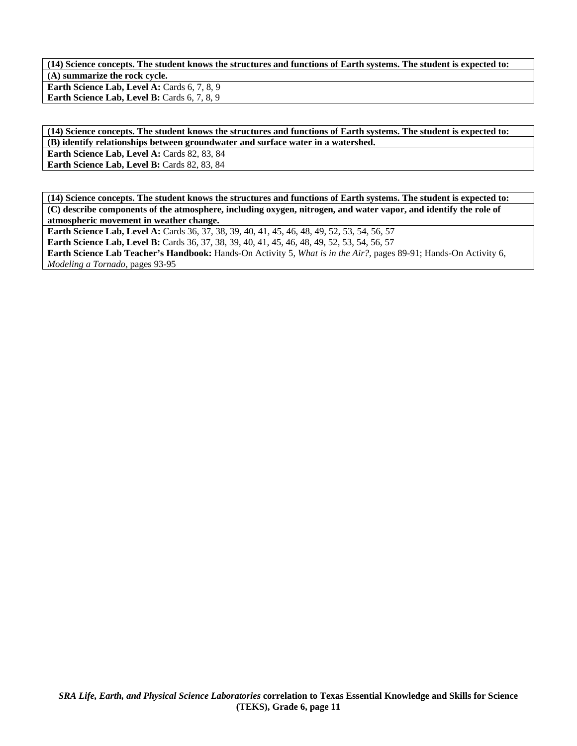**(14) Science concepts. The student knows the structures and functions of Earth systems. The student is expected to:**

**(A) summarize the rock cycle.**

**Earth Science Lab, Level A:** Cards 6, 7, 8, 9
**Earth Science Lab, Level B:** Cards 6, 7, 8, 9

**(14) Science concepts. The student knows the structures and functions of Earth systems. The student is expected to:**

**(B) identify relationships between groundwater and surface water in a watershed.**

**Earth Science Lab, Level A:** Cards 82, 83, 84
**Earth Science Lab, Level B:** Cards 82, 83, 84

**(14) Science concepts. The student knows the structures and functions of Earth systems. The student is expected to:**

**(C) describe components of the atmosphere, including oxygen, nitrogen, and water vapor, and identify the role of atmospheric movement in weather change.**

**Earth Science Lab, Level A:** Cards 36, 37, 38, 39, 40, 41, 45, 46, 48, 49, 52, 53, 54, 56, 57
**Earth Science Lab, Level B:** Cards 36, 37, 38, 39, 40, 41, 45, 46, 48, 49, 52, 53, 54, 56, 57
**Earth Science Lab Teacher's Handbook:** Hands-On Activity 5, *What is in the Air?,* pages 89-91; Hands-On Activity 6, *Modeling a Tornado,* pages 93-95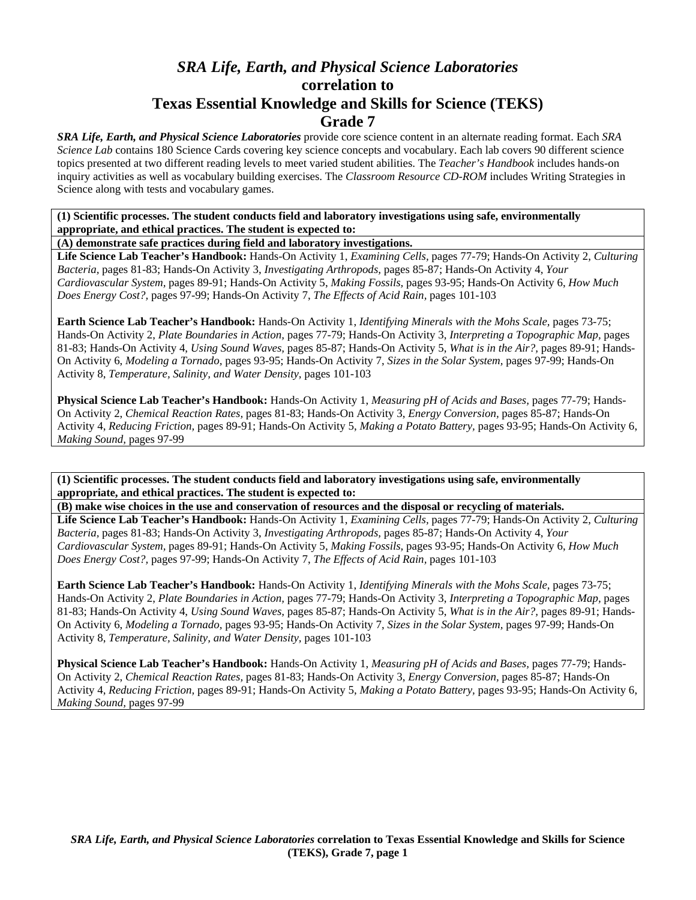# *SRA Life, Earth, and Physical Science Laboratories* correlation to Texas Essential Knowledge and Skills for Science (TEKS) Grade 7

***SRA Life, Earth, and Physical Science Laboratories*** provide core science content in an alternate reading format. Each *SRA Science Lab* contains 180 Science Cards covering key science concepts and vocabulary. Each lab covers 90 different science topics presented at two different reading levels to meet varied student abilities. The *Teacher's Handbook* includes hands-on inquiry activities as well as vocabulary building exercises. The *Classroom Resource CD-ROM* includes Writing Strategies in Science along with tests and vocabulary games.

**(1) Scientific processes. The student conducts field and laboratory investigations using safe, environmentally appropriate, and ethical practices. The student is expected to:**

**(A) demonstrate safe practices during field and laboratory investigations.**

**Life Science Lab Teacher's Handbook:** Hands-On Activity 1, *Examining Cells,* pages 77-79; Hands-On Activity 2, *Culturing Bacteria,* pages 81-83; Hands-On Activity 3, *Investigating Arthropods,* pages 85-87; Hands-On Activity 4, *Your Cardiovascular System,* pages 89-91; Hands-On Activity 5, *Making Fossils,* pages 93-95; Hands-On Activity 6, *How Much Does Energy Cost?,* pages 97-99; Hands-On Activity 7, *The Effects of Acid Rain,* pages 101-103

**Earth Science Lab Teacher's Handbook:** Hands-On Activity 1, *Identifying Minerals with the Mohs Scale,* pages 73-75; Hands-On Activity 2, *Plate Boundaries in Action,* pages 77-79; Hands-On Activity 3, *Interpreting a Topographic Map,* pages 81-83; Hands-On Activity 4, *Using Sound Waves,* pages 85-87; Hands-On Activity 5, *What is in the Air?,* pages 89-91; Hands-On Activity 6, *Modeling a Tornado,* pages 93-95; Hands-On Activity 7, *Sizes in the Solar System,* pages 97-99; Hands-On Activity 8, *Temperature, Salinity, and Water Density,* pages 101-103

**Physical Science Lab Teacher's Handbook:** Hands-On Activity 1, *Measuring pH of Acids and Bases,* pages 77-79; Hands-On Activity 2, *Chemical Reaction Rates,* pages 81-83; Hands-On Activity 3, *Energy Conversion,* pages 85-87; Hands-On Activity 4, *Reducing Friction,* pages 89-91; Hands-On Activity 5, *Making a Potato Battery,* pages 93-95; Hands-On Activity 6, *Making Sound,* pages 97-99

**(1) Scientific processes. The student conducts field and laboratory investigations using safe, environmentally appropriate, and ethical practices. The student is expected to:**

**(B) make wise choices in the use and conservation of resources and the disposal or recycling of materials.**

**Life Science Lab Teacher's Handbook:** Hands-On Activity 1, *Examining Cells,* pages 77-79; Hands-On Activity 2, *Culturing Bacteria,* pages 81-83; Hands-On Activity 3, *Investigating Arthropods,* pages 85-87; Hands-On Activity 4, *Your Cardiovascular System,* pages 89-91; Hands-On Activity 5, *Making Fossils,* pages 93-95; Hands-On Activity 6, *How Much Does Energy Cost?,* pages 97-99; Hands-On Activity 7, *The Effects of Acid Rain,* pages 101-103

**Earth Science Lab Teacher's Handbook:** Hands-On Activity 1, *Identifying Minerals with the Mohs Scale,* pages 73-75; Hands-On Activity 2, *Plate Boundaries in Action,* pages 77-79; Hands-On Activity 3, *Interpreting a Topographic Map,* pages 81-83; Hands-On Activity 4, *Using Sound Waves,* pages 85-87; Hands-On Activity 5, *What is in the Air?,* pages 89-91; Hands-On Activity 6, *Modeling a Tornado,* pages 93-95; Hands-On Activity 7, *Sizes in the Solar System,* pages 97-99; Hands-On Activity 8, *Temperature, Salinity, and Water Density,* pages 101-103

**Physical Science Lab Teacher's Handbook:** Hands-On Activity 1, *Measuring pH of Acids and Bases,* pages 77-79; Hands-On Activity 2, *Chemical Reaction Rates,* pages 81-83; Hands-On Activity 3, *Energy Conversion,* pages 85-87; Hands-On Activity 4, *Reducing Friction,* pages 89-91; Hands-On Activity 5, *Making a Potato Battery,* pages 93-95; Hands-On Activity 6, *Making Sound,* pages 97-99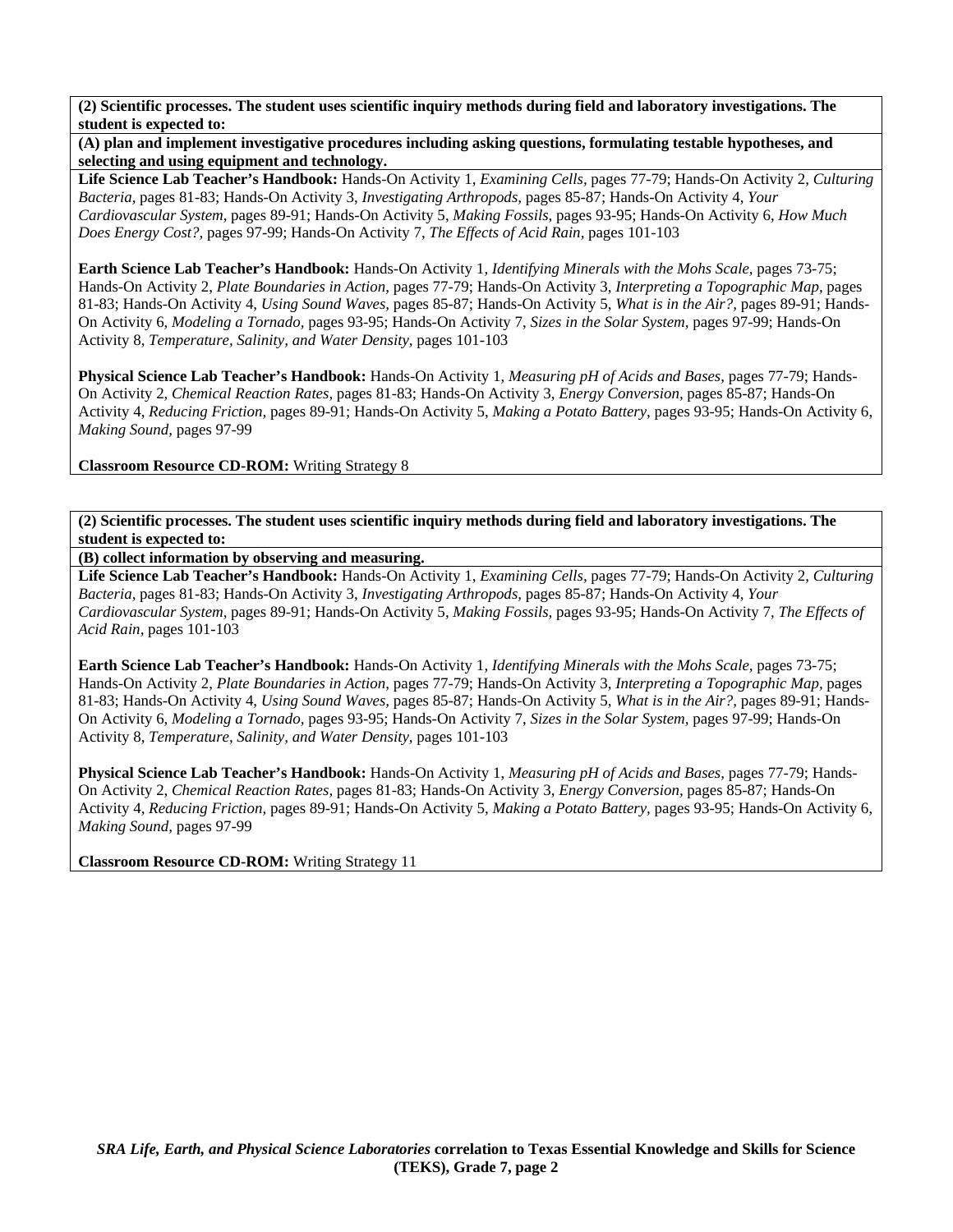**(2) Scientific processes. The student uses scientific inquiry methods during field and laboratory investigations. The student is expected to:**

**(A) plan and implement investigative procedures including asking questions, formulating testable hypotheses, and selecting and using equipment and technology.**

**Life Science Lab Teacher's Handbook:** Hands-On Activity 1, *Examining Cells,* pages 77-79; Hands-On Activity 2, *Culturing Bacteria,* pages 81-83; Hands-On Activity 3, *Investigating Arthropods,* pages 85-87; Hands-On Activity 4, *Your Cardiovascular System,* pages 89-91; Hands-On Activity 5, *Making Fossils,* pages 93-95; Hands-On Activity 6, *How Much Does Energy Cost?,* pages 97-99; Hands-On Activity 7, *The Effects of Acid Rain,* pages 101-103

**Earth Science Lab Teacher's Handbook:** Hands-On Activity 1, *Identifying Minerals with the Mohs Scale,* pages 73-75; Hands-On Activity 2, *Plate Boundaries in Action,* pages 77-79; Hands-On Activity 3, *Interpreting a Topographic Map,* pages 81-83; Hands-On Activity 4, *Using Sound Waves,* pages 85-87; Hands-On Activity 5, *What is in the Air?,* pages 89-91; Hands-On Activity 6, *Modeling a Tornado,* pages 93-95; Hands-On Activity 7, *Sizes in the Solar System,* pages 97-99; Hands-On Activity 8, *Temperature, Salinity, and Water Density,* pages 101-103

**Physical Science Lab Teacher's Handbook:** Hands-On Activity 1, *Measuring pH of Acids and Bases,* pages 77-79; Hands-On Activity 2, *Chemical Reaction Rates,* pages 81-83; Hands-On Activity 3, *Energy Conversion,* pages 85-87; Hands-On Activity 4, *Reducing Friction,* pages 89-91; Hands-On Activity 5, *Making a Potato Battery,* pages 93-95; Hands-On Activity 6, *Making Sound,* pages 97-99

**Classroom Resource CD-ROM:** Writing Strategy 8

**(2) Scientific processes. The student uses scientific inquiry methods during field and laboratory investigations. The student is expected to:**

**(B) collect information by observing and measuring.**

**Life Science Lab Teacher's Handbook:** Hands-On Activity 1, *Examining Cells,* pages 77-79; Hands-On Activity 2, *Culturing Bacteria,* pages 81-83; Hands-On Activity 3, *Investigating Arthropods,* pages 85-87; Hands-On Activity 4, *Your Cardiovascular System,* pages 89-91; Hands-On Activity 5, *Making Fossils,* pages 93-95; Hands-On Activity 7, *The Effects of Acid Rain,* pages 101-103

**Earth Science Lab Teacher's Handbook:** Hands-On Activity 1, *Identifying Minerals with the Mohs Scale,* pages 73-75; Hands-On Activity 2, *Plate Boundaries in Action,* pages 77-79; Hands-On Activity 3, *Interpreting a Topographic Map,* pages 81-83; Hands-On Activity 4, *Using Sound Waves,* pages 85-87; Hands-On Activity 5, *What is in the Air?,* pages 89-91; Hands-On Activity 6, *Modeling a Tornado,* pages 93-95; Hands-On Activity 7, *Sizes in the Solar System,* pages 97-99; Hands-On Activity 8, *Temperature, Salinity, and Water Density,* pages 101-103

**Physical Science Lab Teacher's Handbook:** Hands-On Activity 1, *Measuring pH of Acids and Bases,* pages 77-79; Hands-On Activity 2, *Chemical Reaction Rates,* pages 81-83; Hands-On Activity 3, *Energy Conversion,* pages 85-87; Hands-On Activity 4, *Reducing Friction,* pages 89-91; Hands-On Activity 5, *Making a Potato Battery,* pages 93-95; Hands-On Activity 6, *Making Sound,* pages 97-99

**Classroom Resource CD-ROM:** Writing Strategy 11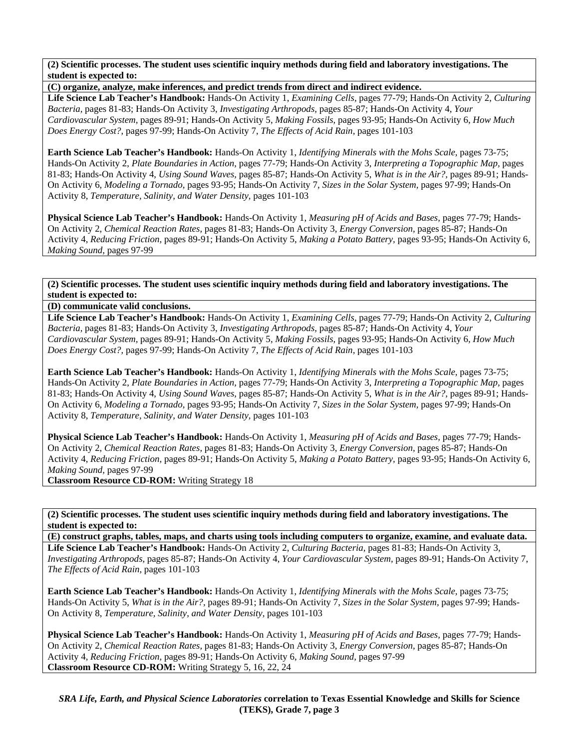**(2) Scientific processes. The student uses scientific inquiry methods during field and laboratory investigations. The student is expected to:**

**(C) organize, analyze, make inferences, and predict trends from direct and indirect evidence.**

**Life Science Lab Teacher's Handbook:** Hands-On Activity 1, *Examining Cells,* pages 77-79; Hands-On Activity 2, *Culturing Bacteria,* pages 81-83; Hands-On Activity 3, *Investigating Arthropods,* pages 85-87; Hands-On Activity 4, *Your Cardiovascular System,* pages 89-91; Hands-On Activity 5, *Making Fossils,* pages 93-95; Hands-On Activity 6, *How Much Does Energy Cost?,* pages 97-99; Hands-On Activity 7, *The Effects of Acid Rain,* pages 101-103

**Earth Science Lab Teacher's Handbook:** Hands-On Activity 1, *Identifying Minerals with the Mohs Scale,* pages 73-75; Hands-On Activity 2, *Plate Boundaries in Action,* pages 77-79; Hands-On Activity 3, *Interpreting a Topographic Map,* pages 81-83; Hands-On Activity 4, *Using Sound Waves,* pages 85-87; Hands-On Activity 5, *What is in the Air?,* pages 89-91; Hands-On Activity 6, *Modeling a Tornado,* pages 93-95; Hands-On Activity 7, *Sizes in the Solar System,* pages 97-99; Hands-On Activity 8, *Temperature, Salinity, and Water Density,* pages 101-103

**Physical Science Lab Teacher's Handbook:** Hands-On Activity 1, *Measuring pH of Acids and Bases,* pages 77-79; Hands-On Activity 2, *Chemical Reaction Rates,* pages 81-83; Hands-On Activity 3, *Energy Conversion,* pages 85-87; Hands-On Activity 4, *Reducing Friction,* pages 89-91; Hands-On Activity 5, *Making a Potato Battery,* pages 93-95; Hands-On Activity 6, *Making Sound,* pages 97-99

**(2) Scientific processes. The student uses scientific inquiry methods during field and laboratory investigations. The student is expected to:**

**(D) communicate valid conclusions.**

**Life Science Lab Teacher's Handbook:** Hands-On Activity 1, *Examining Cells,* pages 77-79; Hands-On Activity 2, *Culturing Bacteria,* pages 81-83; Hands-On Activity 3, *Investigating Arthropods,* pages 85-87; Hands-On Activity 4, *Your Cardiovascular System,* pages 89-91; Hands-On Activity 5, *Making Fossils,* pages 93-95; Hands-On Activity 6, *How Much Does Energy Cost?,* pages 97-99; Hands-On Activity 7, *The Effects of Acid Rain,* pages 101-103

**Earth Science Lab Teacher's Handbook:** Hands-On Activity 1, *Identifying Minerals with the Mohs Scale,* pages 73-75; Hands-On Activity 2, *Plate Boundaries in Action,* pages 77-79; Hands-On Activity 3, *Interpreting a Topographic Map,* pages 81-83; Hands-On Activity 4, *Using Sound Waves,* pages 85-87; Hands-On Activity 5, *What is in the Air?,* pages 89-91; Hands-On Activity 6, *Modeling a Tornado,* pages 93-95; Hands-On Activity 7, *Sizes in the Solar System,* pages 97-99; Hands-On Activity 8, *Temperature, Salinity, and Water Density,* pages 101-103

**Physical Science Lab Teacher's Handbook:** Hands-On Activity 1, *Measuring pH of Acids and Bases,* pages 77-79; Hands-On Activity 2, *Chemical Reaction Rates,* pages 81-83; Hands-On Activity 3, *Energy Conversion,* pages 85-87; Hands-On Activity 4, *Reducing Friction,* pages 89-91; Hands-On Activity 5, *Making a Potato Battery,* pages 93-95; Hands-On Activity 6, *Making Sound,* pages 97-99
**Classroom Resource CD-ROM:** Writing Strategy 18

**(2) Scientific processes. The student uses scientific inquiry methods during field and laboratory investigations. The student is expected to:**

**(E) construct graphs, tables, maps, and charts using tools including computers to organize, examine, and evaluate data.**

**Life Science Lab Teacher's Handbook:** Hands-On Activity 2, *Culturing Bacteria,* pages 81-83; Hands-On Activity 3, *Investigating Arthropods,* pages 85-87; Hands-On Activity 4, *Your Cardiovascular System,* pages 89-91; Hands-On Activity 7, *The Effects of Acid Rain,* pages 101-103

**Earth Science Lab Teacher's Handbook:** Hands-On Activity 1, *Identifying Minerals with the Mohs Scale,* pages 73-75; Hands-On Activity 5, *What is in the Air?,* pages 89-91; Hands-On Activity 7, *Sizes in the Solar System,* pages 97-99; Hands-On Activity 8, *Temperature, Salinity, and Water Density,* pages 101-103

**Physical Science Lab Teacher's Handbook:** Hands-On Activity 1, *Measuring pH of Acids and Bases,* pages 77-79; Hands-On Activity 2, *Chemical Reaction Rates,* pages 81-83; Hands-On Activity 3, *Energy Conversion,* pages 85-87; Hands-On Activity 4, *Reducing Friction,* pages 89-91; Hands-On Activity 6, *Making Sound,* pages 97-99
**Classroom Resource CD-ROM:** Writing Strategy 5, 16, 22, 24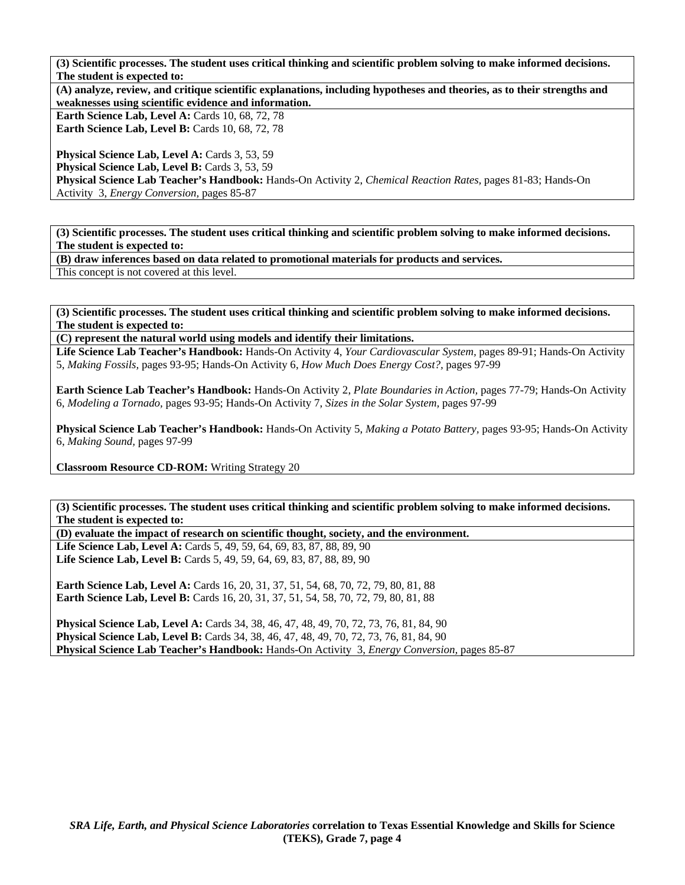**(3) Scientific processes. The student uses critical thinking and scientific problem solving to make informed decisions. The student is expected to:**

**(A) analyze, review, and critique scientific explanations, including hypotheses and theories, as to their strengths and weaknesses using scientific evidence and information.**

**Earth Science Lab, Level A:** Cards 10, 68, 72, 78
**Earth Science Lab, Level B:** Cards 10, 68, 72, 78

**Physical Science Lab, Level A:** Cards 3, 53, 59
**Physical Science Lab, Level B:** Cards 3, 53, 59
**Physical Science Lab Teacher's Handbook:** Hands-On Activity 2, *Chemical Reaction Rates,* pages 81-83; Hands-On Activity 3, *Energy Conversion,* pages 85-87

**(3) Scientific processes. The student uses critical thinking and scientific problem solving to make informed decisions. The student is expected to:**

**(B) draw inferences based on data related to promotional materials for products and services.**

This concept is not covered at this level.

**(3) Scientific processes. The student uses critical thinking and scientific problem solving to make informed decisions. The student is expected to:**

**(C) represent the natural world using models and identify their limitations.**

**Life Science Lab Teacher's Handbook:** Hands-On Activity 4, *Your Cardiovascular System,* pages 89-91; Hands-On Activity 5, *Making Fossils,* pages 93-95; Hands-On Activity 6, *How Much Does Energy Cost?,* pages 97-99

**Earth Science Lab Teacher's Handbook:** Hands-On Activity 2, *Plate Boundaries in Action,* pages 77-79; Hands-On Activity 6, *Modeling a Tornado,* pages 93-95; Hands-On Activity 7, *Sizes in the Solar System,* pages 97-99

**Physical Science Lab Teacher's Handbook:** Hands-On Activity 5, *Making a Potato Battery,* pages 93-95; Hands-On Activity 6, *Making Sound,* pages 97-99

**Classroom Resource CD-ROM:** Writing Strategy 20

**(3) Scientific processes. The student uses critical thinking and scientific problem solving to make informed decisions. The student is expected to:**

**(D) evaluate the impact of research on scientific thought, society, and the environment.**

**Life Science Lab, Level A:** Cards 5, 49, 59, 64, 69, 83, 87, 88, 89, 90
**Life Science Lab, Level B:** Cards 5, 49, 59, 64, 69, 83, 87, 88, 89, 90

**Earth Science Lab, Level A:** Cards 16, 20, 31, 37, 51, 54, 68, 70, 72, 79, 80, 81, 88
**Earth Science Lab, Level B:** Cards 16, 20, 31, 37, 51, 54, 58, 70, 72, 79, 80, 81, 88

**Physical Science Lab, Level A:** Cards 34, 38, 46, 47, 48, 49, 70, 72, 73, 76, 81, 84, 90
**Physical Science Lab, Level B:** Cards 34, 38, 46, 47, 48, 49, 70, 72, 73, 76, 81, 84, 90
**Physical Science Lab Teacher's Handbook:** Hands-On Activity 3, *Energy Conversion,* pages 85-87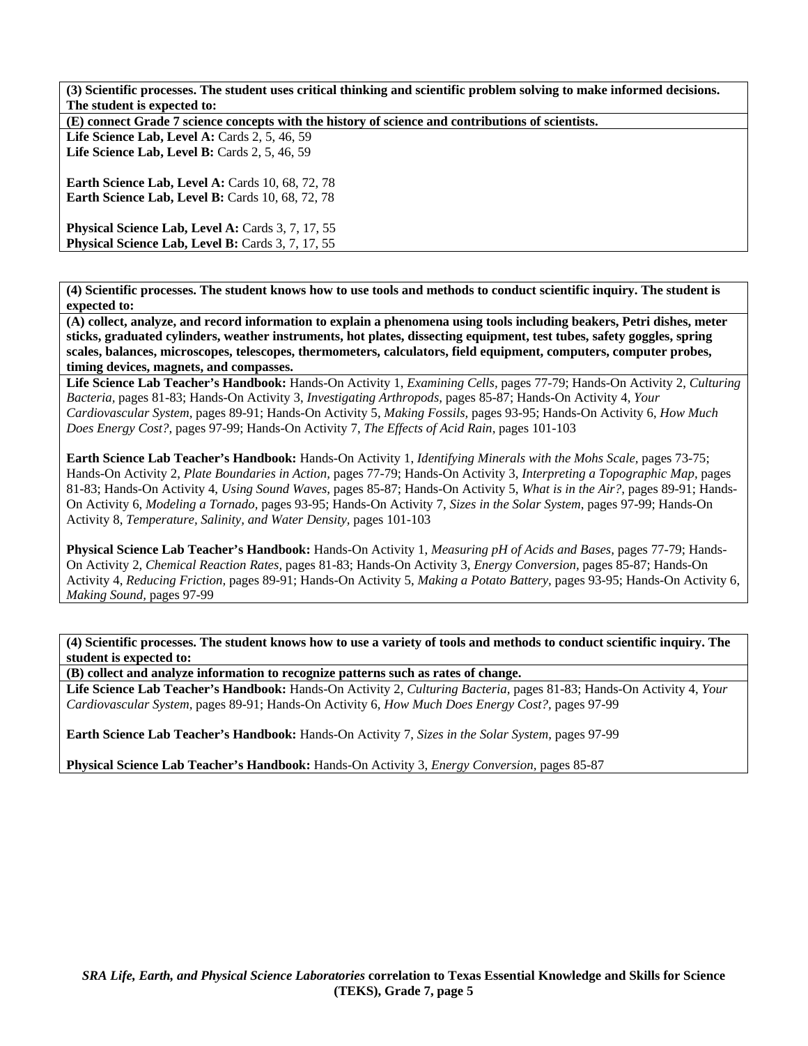**(3) Scientific processes. The student uses critical thinking and scientific problem solving to make informed decisions. The student is expected to:**

**(E) connect Grade 7 science concepts with the history of science and contributions of scientists.**

**Life Science Lab, Level A:** Cards 2, 5, 46, 59
**Life Science Lab, Level B:** Cards 2, 5, 46, 59

**Earth Science Lab, Level A:** Cards 10, 68, 72, 78
**Earth Science Lab, Level B:** Cards 10, 68, 72, 78

**Physical Science Lab, Level A:** Cards 3, 7, 17, 55
**Physical Science Lab, Level B:** Cards 3, 7, 17, 55

**(4) Scientific processes. The student knows how to use tools and methods to conduct scientific inquiry. The student is expected to:**

**(A) collect, analyze, and record information to explain a phenomena using tools including beakers, Petri dishes, meter sticks, graduated cylinders, weather instruments, hot plates, dissecting equipment, test tubes, safety goggles, spring scales, balances, microscopes, telescopes, thermometers, calculators, field equipment, computers, computer probes, timing devices, magnets, and compasses.**

**Life Science Lab Teacher's Handbook:** Hands-On Activity 1, *Examining Cells,* pages 77-79; Hands-On Activity 2, *Culturing Bacteria,* pages 81-83; Hands-On Activity 3, *Investigating Arthropods,* pages 85-87; Hands-On Activity 4, *Your Cardiovascular System,* pages 89-91; Hands-On Activity 5, *Making Fossils,* pages 93-95; Hands-On Activity 6, *How Much Does Energy Cost?,* pages 97-99; Hands-On Activity 7, *The Effects of Acid Rain,* pages 101-103

**Earth Science Lab Teacher's Handbook:** Hands-On Activity 1, *Identifying Minerals with the Mohs Scale,* pages 73-75; Hands-On Activity 2, *Plate Boundaries in Action,* pages 77-79; Hands-On Activity 3, *Interpreting a Topographic Map,* pages 81-83; Hands-On Activity 4, *Using Sound Waves,* pages 85-87; Hands-On Activity 5, *What is in the Air?,* pages 89-91; Hands-On Activity 6, *Modeling a Tornado,* pages 93-95; Hands-On Activity 7, *Sizes in the Solar System,* pages 97-99; Hands-On Activity 8, *Temperature, Salinity, and Water Density,* pages 101-103

**Physical Science Lab Teacher's Handbook:** Hands-On Activity 1, *Measuring pH of Acids and Bases,* pages 77-79; Hands-On Activity 2, *Chemical Reaction Rates,* pages 81-83; Hands-On Activity 3, *Energy Conversion,* pages 85-87; Hands-On Activity 4, *Reducing Friction,* pages 89-91; Hands-On Activity 5, *Making a Potato Battery,* pages 93-95; Hands-On Activity 6, *Making Sound,* pages 97-99

**(4) Scientific processes. The student knows how to use a variety of tools and methods to conduct scientific inquiry. The student is expected to:**

**(B) collect and analyze information to recognize patterns such as rates of change.**

**Life Science Lab Teacher's Handbook:** Hands-On Activity 2, *Culturing Bacteria,* pages 81-83; Hands-On Activity 4, *Your Cardiovascular System,* pages 89-91; Hands-On Activity 6, *How Much Does Energy Cost?,* pages 97-99

**Earth Science Lab Teacher's Handbook:** Hands-On Activity 7, *Sizes in the Solar System,* pages 97-99

**Physical Science Lab Teacher's Handbook:** Hands-On Activity 3, *Energy Conversion,* pages 85-87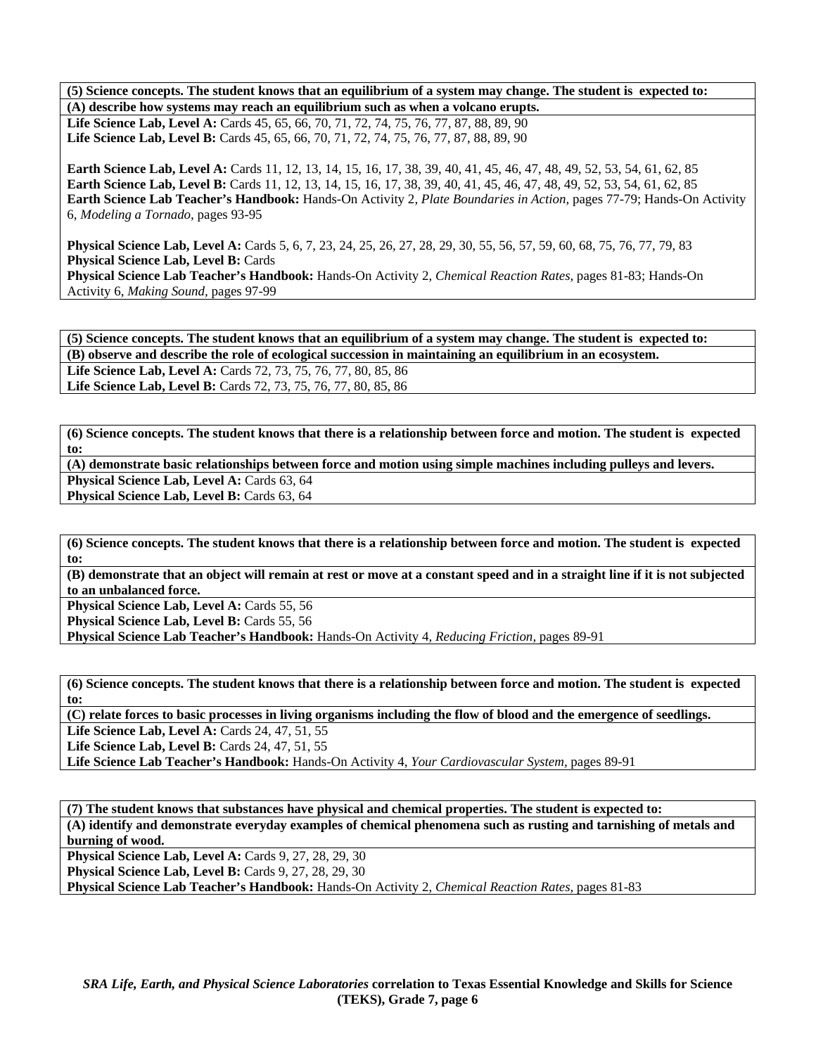**(5) Science concepts. The student knows that an equilibrium of a system may change. The student is expected to:**

**(A) describe how systems may reach an equilibrium such as when a volcano erupts.**

**Life Science Lab, Level A:** Cards 45, 65, 66, 70, 71, 72, 74, 75, 76, 77, 87, 88, 89, 90
**Life Science Lab, Level B:** Cards 45, 65, 66, 70, 71, 72, 74, 75, 76, 77, 87, 88, 89, 90

**Earth Science Lab, Level A:** Cards 11, 12, 13, 14, 15, 16, 17, 38, 39, 40, 41, 45, 46, 47, 48, 49, 52, 53, 54, 61, 62, 85
**Earth Science Lab, Level B:** Cards 11, 12, 13, 14, 15, 16, 17, 38, 39, 40, 41, 45, 46, 47, 48, 49, 52, 53, 54, 61, 62, 85
**Earth Science Lab Teacher's Handbook:** Hands-On Activity 2, *Plate Boundaries in Action,* pages 77-79; Hands-On Activity 6, *Modeling a Tornado,* pages 93-95

**Physical Science Lab, Level A:** Cards 5, 6, 7, 23, 24, 25, 26, 27, 28, 29, 30, 55, 56, 57, 59, 60, 68, 75, 76, 77, 79, 83
**Physical Science Lab, Level B:** Cards
**Physical Science Lab Teacher's Handbook:** Hands-On Activity 2, *Chemical Reaction Rates,* pages 81-83; Hands-On Activity 6, *Making Sound,* pages 97-99

**(5) Science concepts. The student knows that an equilibrium of a system may change. The student is expected to:**

**(B) observe and describe the role of ecological succession in maintaining an equilibrium in an ecosystem.**

**Life Science Lab, Level A:** Cards 72, 73, 75, 76, 77, 80, 85, 86
**Life Science Lab, Level B:** Cards 72, 73, 75, 76, 77, 80, 85, 86

**(6) Science concepts. The student knows that there is a relationship between force and motion. The student is expected to:**

**(A) demonstrate basic relationships between force and motion using simple machines including pulleys and levers.**

**Physical Science Lab, Level A:** Cards 63, 64
**Physical Science Lab, Level B:** Cards 63, 64

**(6) Science concepts. The student knows that there is a relationship between force and motion. The student is expected to:**

**(B) demonstrate that an object will remain at rest or move at a constant speed and in a straight line if it is not subjected to an unbalanced force.**

**Physical Science Lab, Level A:** Cards 55, 56
**Physical Science Lab, Level B:** Cards 55, 56
**Physical Science Lab Teacher's Handbook:** Hands-On Activity 4, *Reducing Friction,* pages 89-91

**(6) Science concepts. The student knows that there is a relationship between force and motion. The student is expected to:**

**(C) relate forces to basic processes in living organisms including the flow of blood and the emergence of seedlings.**

**Life Science Lab, Level A:** Cards 24, 47, 51, 55
**Life Science Lab, Level B:** Cards 24, 47, 51, 55
**Life Science Lab Teacher's Handbook:** Hands-On Activity 4, *Your Cardiovascular System,* pages 89-91

**(7) The student knows that substances have physical and chemical properties. The student is expected to:**

**(A) identify and demonstrate everyday examples of chemical phenomena such as rusting and tarnishing of metals and burning of wood.**

**Physical Science Lab, Level A:** Cards 9, 27, 28, 29, 30
**Physical Science Lab, Level B:** Cards 9, 27, 28, 29, 30
**Physical Science Lab Teacher's Handbook:** Hands-On Activity 2, *Chemical Reaction Rates,* pages 81-83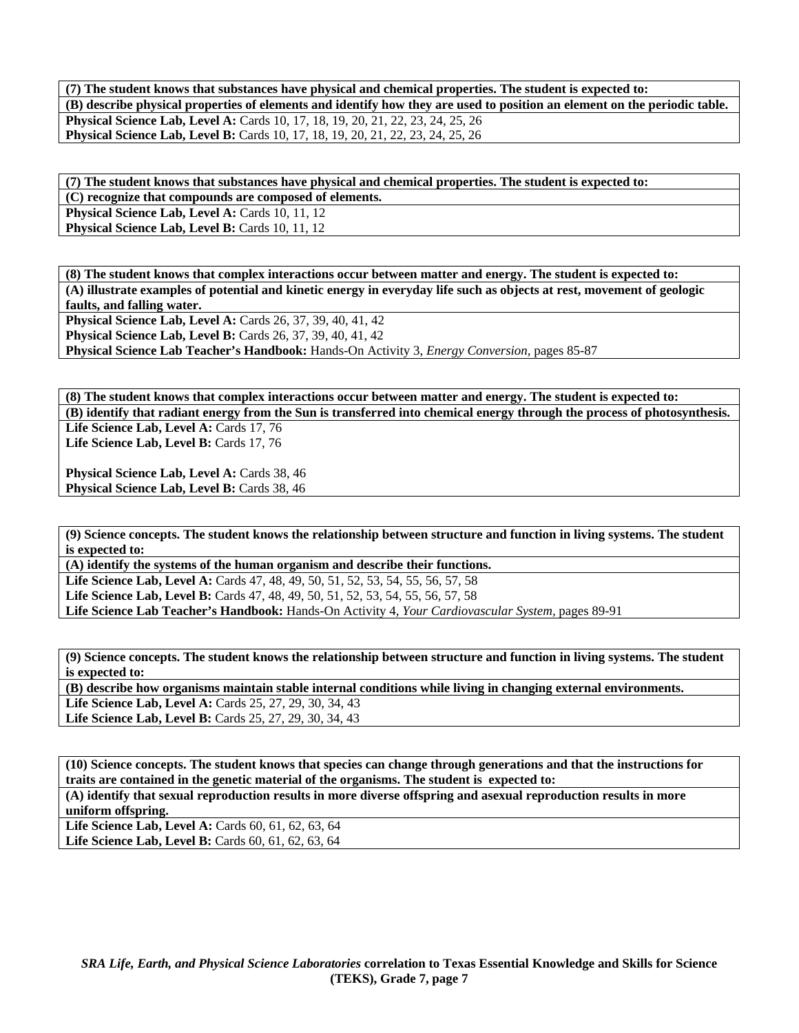**(7) The student knows that substances have physical and chemical properties. The student is expected to:**

**(B) describe physical properties of elements and identify how they are used to position an element on the periodic table.**

**Physical Science Lab, Level A:** Cards 10, 17, 18, 19, 20, 21, 22, 23, 24, 25, 26
**Physical Science Lab, Level B:** Cards 10, 17, 18, 19, 20, 21, 22, 23, 24, 25, 26

**(7) The student knows that substances have physical and chemical properties. The student is expected to:**

**(C) recognize that compounds are composed of elements.**

**Physical Science Lab, Level A:** Cards 10, 11, 12
**Physical Science Lab, Level B:** Cards 10, 11, 12

**(8) The student knows that complex interactions occur between matter and energy. The student is expected to:**

**(A) illustrate examples of potential and kinetic energy in everyday life such as objects at rest, movement of geologic faults, and falling water.**

**Physical Science Lab, Level A:** Cards 26, 37, 39, 40, 41, 42
**Physical Science Lab, Level B:** Cards 26, 37, 39, 40, 41, 42
**Physical Science Lab Teacher's Handbook:** Hands-On Activity 3, *Energy Conversion,* pages 85-87

**(8) The student knows that complex interactions occur between matter and energy. The student is expected to:**

**(B) identify that radiant energy from the Sun is transferred into chemical energy through the process of photosynthesis.**

**Life Science Lab, Level A:** Cards 17, 76
**Life Science Lab, Level B:** Cards 17, 76

**Physical Science Lab, Level A:** Cards 38, 46
**Physical Science Lab, Level B:** Cards 38, 46

**(9) Science concepts. The student knows the relationship between structure and function in living systems. The student is expected to:**

**(A) identify the systems of the human organism and describe their functions.**

**Life Science Lab, Level A:** Cards 47, 48, 49, 50, 51, 52, 53, 54, 55, 56, 57, 58
**Life Science Lab, Level B:** Cards 47, 48, 49, 50, 51, 52, 53, 54, 55, 56, 57, 58
**Life Science Lab Teacher's Handbook:** Hands-On Activity 4, *Your Cardiovascular System,* pages 89-91

**(9) Science concepts. The student knows the relationship between structure and function in living systems. The student is expected to:**

**(B) describe how organisms maintain stable internal conditions while living in changing external environments.**

**Life Science Lab, Level A:** Cards 25, 27, 29, 30, 34, 43
**Life Science Lab, Level B:** Cards 25, 27, 29, 30, 34, 43

**(10) Science concepts. The student knows that species can change through generations and that the instructions for traits are contained in the genetic material of the organisms. The student is expected to:**

**(A) identify that sexual reproduction results in more diverse offspring and asexual reproduction results in more uniform offspring.**

**Life Science Lab, Level A:** Cards 60, 61, 62, 63, 64
**Life Science Lab, Level B:** Cards 60, 61, 62, 63, 64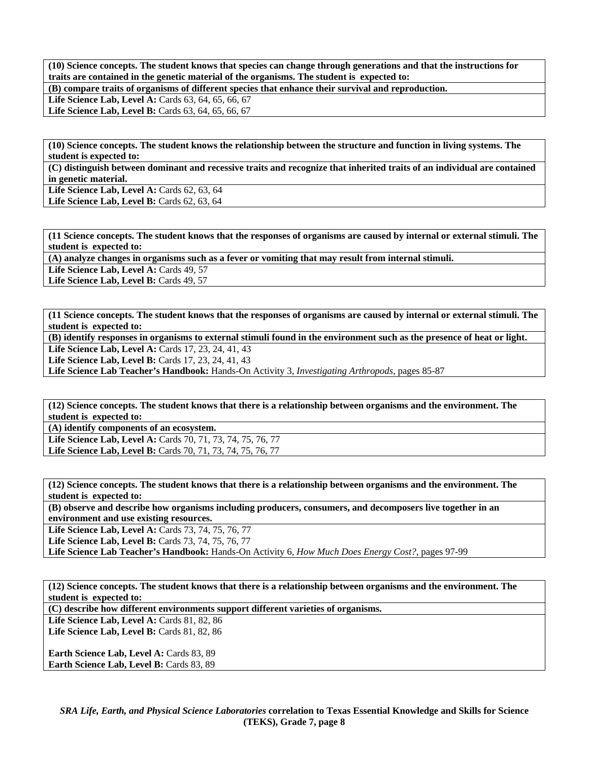**(10) Science concepts. The student knows that species can change through generations and that the instructions for traits are contained in the genetic material of the organisms. The student is expected to:**

**(B) compare traits of organisms of different species that enhance their survival and reproduction.**

**Life Science Lab, Level A:** Cards 63, 64, 65, 66, 67
**Life Science Lab, Level B:** Cards 63, 64, 65, 66, 67

**(10) Science concepts. The student knows the relationship between the structure and function in living systems. The student is expected to:**

**(C) distinguish between dominant and recessive traits and recognize that inherited traits of an individual are contained in genetic material.**

**Life Science Lab, Level A:** Cards 62, 63, 64
**Life Science Lab, Level B:** Cards 62, 63, 64

**(11 Science concepts. The student knows that the responses of organisms are caused by internal or external stimuli. The student is expected to:**

**(A) analyze changes in organisms such as a fever or vomiting that may result from internal stimuli.**

**Life Science Lab, Level A:** Cards 49, 57
**Life Science Lab, Level B:** Cards 49, 57

**(11 Science concepts. The student knows that the responses of organisms are caused by internal or external stimuli. The student is expected to:**

**(B) identify responses in organisms to external stimuli found in the environment such as the presence of heat or light.**

**Life Science Lab, Level A:** Cards 17, 23, 24, 41, 43
**Life Science Lab, Level B:** Cards 17, 23, 24, 41, 43
**Life Science Lab Teacher's Handbook:** Hands-On Activity 3, *Investigating Arthropods,* pages 85-87

**(12) Science concepts. The student knows that there is a relationship between organisms and the environment. The student is expected to:**

**(A) identify components of an ecosystem.**

**Life Science Lab, Level A:** Cards 70, 71, 73, 74, 75, 76, 77
**Life Science Lab, Level B:** Cards 70, 71, 73, 74, 75, 76, 77

**(12) Science concepts. The student knows that there is a relationship between organisms and the environment. The student is expected to:**

**(B) observe and describe how organisms including producers, consumers, and decomposers live together in an environment and use existing resources.**

**Life Science Lab, Level A:** Cards 73, 74, 75, 76, 77
**Life Science Lab, Level B:** Cards 73, 74, 75, 76, 77
**Life Science Lab Teacher's Handbook:** Hands-On Activity 6, *How Much Does Energy Cost?,* pages 97-99

**(12) Science concepts. The student knows that there is a relationship between organisms and the environment. The student is expected to:**

**(C) describe how different environments support different varieties of organisms.**

**Life Science Lab, Level A:** Cards 81, 82, 86
**Life Science Lab, Level B:** Cards 81, 82, 86

**Earth Science Lab, Level A:** Cards 83, 89
**Earth Science Lab, Level B:** Cards 83, 89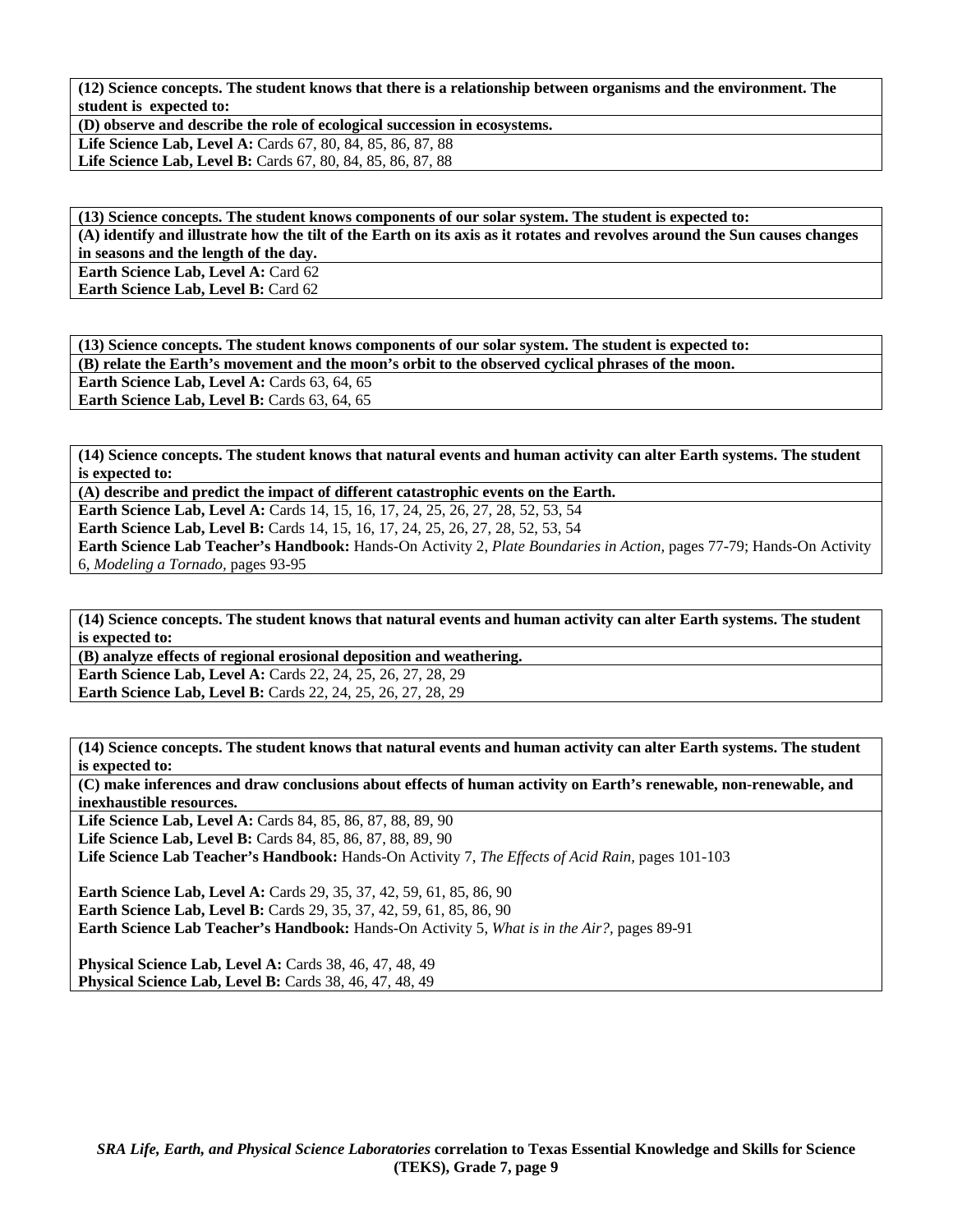**(12) Science concepts. The student knows that there is a relationship between organisms and the environment. The student is expected to:**

**(D) observe and describe the role of ecological succession in ecosystems.**

**Life Science Lab, Level A:** Cards 67, 80, 84, 85, 86, 87, 88
**Life Science Lab, Level B:** Cards 67, 80, 84, 85, 86, 87, 88

**(13) Science concepts. The student knows components of our solar system. The student is expected to:**

**(A) identify and illustrate how the tilt of the Earth on its axis as it rotates and revolves around the Sun causes changes in seasons and the length of the day.**

**Earth Science Lab, Level A:** Card 62
**Earth Science Lab, Level B:** Card 62

**(13) Science concepts. The student knows components of our solar system. The student is expected to:**

**(B) relate the Earth's movement and the moon's orbit to the observed cyclical phrases of the moon.**

**Earth Science Lab, Level A:** Cards 63, 64, 65
**Earth Science Lab, Level B:** Cards 63, 64, 65

**(14) Science concepts. The student knows that natural events and human activity can alter Earth systems. The student is expected to:**

**(A) describe and predict the impact of different catastrophic events on the Earth.**

**Earth Science Lab, Level A:** Cards 14, 15, 16, 17, 24, 25, 26, 27, 28, 52, 53, 54
**Earth Science Lab, Level B:** Cards 14, 15, 16, 17, 24, 25, 26, 27, 28, 52, 53, 54
**Earth Science Lab Teacher's Handbook:** Hands-On Activity 2, *Plate Boundaries in Action,* pages 77-79; Hands-On Activity 6, *Modeling a Tornado,* pages 93-95

**(14) Science concepts. The student knows that natural events and human activity can alter Earth systems. The student is expected to:**

**(B) analyze effects of regional erosional deposition and weathering.**

**Earth Science Lab, Level A:** Cards 22, 24, 25, 26, 27, 28, 29
**Earth Science Lab, Level B:** Cards 22, 24, 25, 26, 27, 28, 29

**(14) Science concepts. The student knows that natural events and human activity can alter Earth systems. The student is expected to:**

**(C) make inferences and draw conclusions about effects of human activity on Earth's renewable, non-renewable, and inexhaustible resources.**

**Life Science Lab, Level A:** Cards 84, 85, 86, 87, 88, 89, 90
**Life Science Lab, Level B:** Cards 84, 85, 86, 87, 88, 89, 90
**Life Science Lab Teacher's Handbook:** Hands-On Activity 7, *The Effects of Acid Rain,* pages 101-103

**Earth Science Lab, Level A:** Cards 29, 35, 37, 42, 59, 61, 85, 86, 90
**Earth Science Lab, Level B:** Cards 29, 35, 37, 42, 59, 61, 85, 86, 90
**Earth Science Lab Teacher's Handbook:** Hands-On Activity 5, *What is in the Air?,* pages 89-91

**Physical Science Lab, Level A:** Cards 38, 46, 47, 48, 49
**Physical Science Lab, Level B:** Cards 38, 46, 47, 48, 49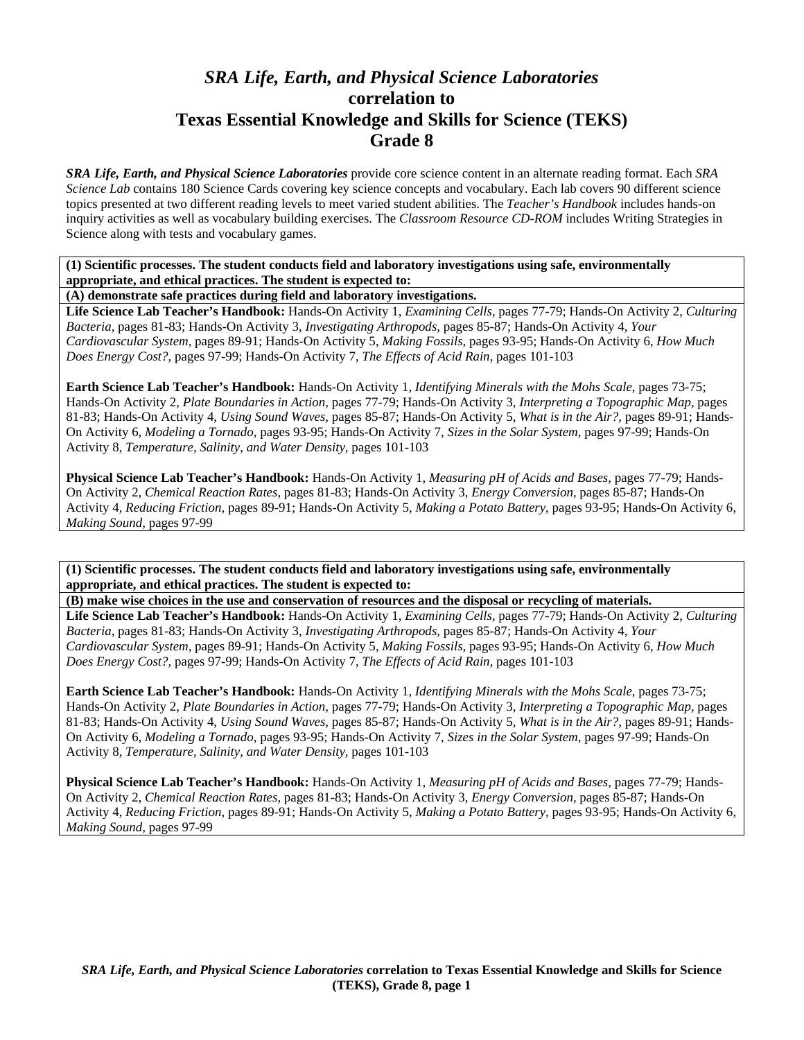# *SRA Life, Earth, and Physical Science Laboratories*
## correlation to
## Texas Essential Knowledge and Skills for Science (TEKS)
## Grade 8

***SRA Life, Earth, and Physical Science Laboratories*** provide core science content in an alternate reading format. Each *SRA Science Lab* contains 180 Science Cards covering key science concepts and vocabulary. Each lab covers 90 different science topics presented at two different reading levels to meet varied student abilities. The *Teacher's Handbook* includes hands-on inquiry activities as well as vocabulary building exercises. The *Classroom Resource CD-ROM* includes Writing Strategies in Science along with tests and vocabulary games.

**(1) Scientific processes. The student conducts field and laboratory investigations using safe, environmentally appropriate, and ethical practices. The student is expected to:**

**(A) demonstrate safe practices during field and laboratory investigations.**

**Life Science Lab Teacher's Handbook:** Hands-On Activity 1, *Examining Cells,* pages 77-79; Hands-On Activity 2, *Culturing Bacteria,* pages 81-83; Hands-On Activity 3, *Investigating Arthropods,* pages 85-87; Hands-On Activity 4, *Your Cardiovascular System,* pages 89-91; Hands-On Activity 5, *Making Fossils,* pages 93-95; Hands-On Activity 6, *How Much Does Energy Cost?,* pages 97-99; Hands-On Activity 7, *The Effects of Acid Rain,* pages 101-103

**Earth Science Lab Teacher's Handbook:** Hands-On Activity 1, *Identifying Minerals with the Mohs Scale,* pages 73-75; Hands-On Activity 2, *Plate Boundaries in Action,* pages 77-79; Hands-On Activity 3, *Interpreting a Topographic Map,* pages 81-83; Hands-On Activity 4, *Using Sound Waves,* pages 85-87; Hands-On Activity 5, *What is in the Air?,* pages 89-91; Hands-On Activity 6, *Modeling a Tornado,* pages 93-95; Hands-On Activity 7, *Sizes in the Solar System,* pages 97-99; Hands-On Activity 8, *Temperature, Salinity, and Water Density,* pages 101-103

**Physical Science Lab Teacher's Handbook:** Hands-On Activity 1, *Measuring pH of Acids and Bases,* pages 77-79; Hands-On Activity 2, *Chemical Reaction Rates,* pages 81-83; Hands-On Activity 3, *Energy Conversion,* pages 85-87; Hands-On Activity 4, *Reducing Friction,* pages 89-91; Hands-On Activity 5, *Making a Potato Battery,* pages 93-95; Hands-On Activity 6, *Making Sound,* pages 97-99

**(1) Scientific processes. The student conducts field and laboratory investigations using safe, environmentally appropriate, and ethical practices. The student is expected to:**

**(B) make wise choices in the use and conservation of resources and the disposal or recycling of materials.**

**Life Science Lab Teacher's Handbook:** Hands-On Activity 1, *Examining Cells,* pages 77-79; Hands-On Activity 2, *Culturing Bacteria,* pages 81-83; Hands-On Activity 3, *Investigating Arthropods,* pages 85-87; Hands-On Activity 4, *Your Cardiovascular System,* pages 89-91; Hands-On Activity 5, *Making Fossils,* pages 93-95; Hands-On Activity 6, *How Much Does Energy Cost?,* pages 97-99; Hands-On Activity 7, *The Effects of Acid Rain,* pages 101-103

**Earth Science Lab Teacher's Handbook:** Hands-On Activity 1, *Identifying Minerals with the Mohs Scale,* pages 73-75; Hands-On Activity 2, *Plate Boundaries in Action,* pages 77-79; Hands-On Activity 3, *Interpreting a Topographic Map,* pages 81-83; Hands-On Activity 4, *Using Sound Waves,* pages 85-87; Hands-On Activity 5, *What is in the Air?,* pages 89-91; Hands-On Activity 6, *Modeling a Tornado,* pages 93-95; Hands-On Activity 7, *Sizes in the Solar System,* pages 97-99; Hands-On Activity 8, *Temperature, Salinity, and Water Density,* pages 101-103

**Physical Science Lab Teacher's Handbook:** Hands-On Activity 1, *Measuring pH of Acids and Bases,* pages 77-79; Hands-On Activity 2, *Chemical Reaction Rates,* pages 81-83; Hands-On Activity 3, *Energy Conversion,* pages 85-87; Hands-On Activity 4, *Reducing Friction,* pages 89-91; Hands-On Activity 5, *Making a Potato Battery,* pages 93-95; Hands-On Activity 6, *Making Sound,* pages 97-99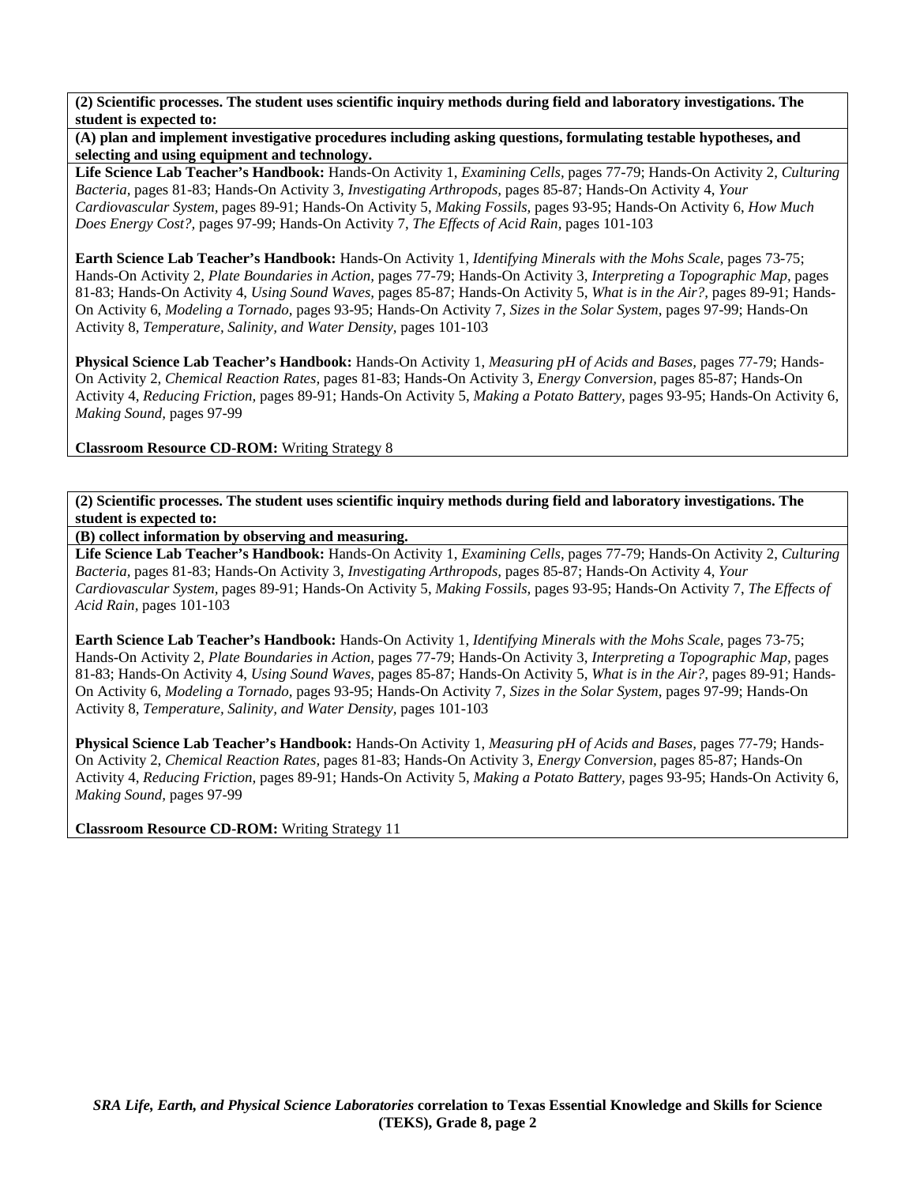**(2) Scientific processes. The student uses scientific inquiry methods during field and laboratory investigations. The student is expected to:**

**(A) plan and implement investigative procedures including asking questions, formulating testable hypotheses, and selecting and using equipment and technology.**

**Life Science Lab Teacher's Handbook:** Hands-On Activity 1, *Examining Cells,* pages 77-79; Hands-On Activity 2, *Culturing Bacteria,* pages 81-83; Hands-On Activity 3, *Investigating Arthropods,* pages 85-87; Hands-On Activity 4, *Your Cardiovascular System,* pages 89-91; Hands-On Activity 5, *Making Fossils,* pages 93-95; Hands-On Activity 6, *How Much Does Energy Cost?,* pages 97-99; Hands-On Activity 7, *The Effects of Acid Rain,* pages 101-103

**Earth Science Lab Teacher's Handbook:** Hands-On Activity 1, *Identifying Minerals with the Mohs Scale,* pages 73-75; Hands-On Activity 2, *Plate Boundaries in Action,* pages 77-79; Hands-On Activity 3, *Interpreting a Topographic Map,* pages 81-83; Hands-On Activity 4, *Using Sound Waves,* pages 85-87; Hands-On Activity 5, *What is in the Air?,* pages 89-91; Hands-On Activity 6, *Modeling a Tornado,* pages 93-95; Hands-On Activity 7, *Sizes in the Solar System,* pages 97-99; Hands-On Activity 8, *Temperature, Salinity, and Water Density,* pages 101-103

**Physical Science Lab Teacher's Handbook:** Hands-On Activity 1, *Measuring pH of Acids and Bases,* pages 77-79; Hands-On Activity 2, *Chemical Reaction Rates,* pages 81-83; Hands-On Activity 3, *Energy Conversion,* pages 85-87; Hands-On Activity 4, *Reducing Friction,* pages 89-91; Hands-On Activity 5, *Making a Potato Battery,* pages 93-95; Hands-On Activity 6, *Making Sound,* pages 97-99

**Classroom Resource CD-ROM:** Writing Strategy 8

**(2) Scientific processes. The student uses scientific inquiry methods during field and laboratory investigations. The student is expected to:**

**(B) collect information by observing and measuring.**

**Life Science Lab Teacher's Handbook:** Hands-On Activity 1, *Examining Cells,* pages 77-79; Hands-On Activity 2, *Culturing Bacteria,* pages 81-83; Hands-On Activity 3, *Investigating Arthropods,* pages 85-87; Hands-On Activity 4, *Your Cardiovascular System,* pages 89-91; Hands-On Activity 5, *Making Fossils,* pages 93-95; Hands-On Activity 7, *The Effects of Acid Rain,* pages 101-103

**Earth Science Lab Teacher's Handbook:** Hands-On Activity 1, *Identifying Minerals with the Mohs Scale,* pages 73-75; Hands-On Activity 2, *Plate Boundaries in Action,* pages 77-79; Hands-On Activity 3, *Interpreting a Topographic Map,* pages 81-83; Hands-On Activity 4, *Using Sound Waves,* pages 85-87; Hands-On Activity 5, *What is in the Air?,* pages 89-91; Hands-On Activity 6, *Modeling a Tornado,* pages 93-95; Hands-On Activity 7, *Sizes in the Solar System,* pages 97-99; Hands-On Activity 8, *Temperature, Salinity, and Water Density,* pages 101-103

**Physical Science Lab Teacher's Handbook:** Hands-On Activity 1, *Measuring pH of Acids and Bases,* pages 77-79; Hands-On Activity 2, *Chemical Reaction Rates,* pages 81-83; Hands-On Activity 3, *Energy Conversion,* pages 85-87; Hands-On Activity 4, *Reducing Friction,* pages 89-91; Hands-On Activity 5, *Making a Potato Battery,* pages 93-95; Hands-On Activity 6, *Making Sound,* pages 97-99

**Classroom Resource CD-ROM:** Writing Strategy 11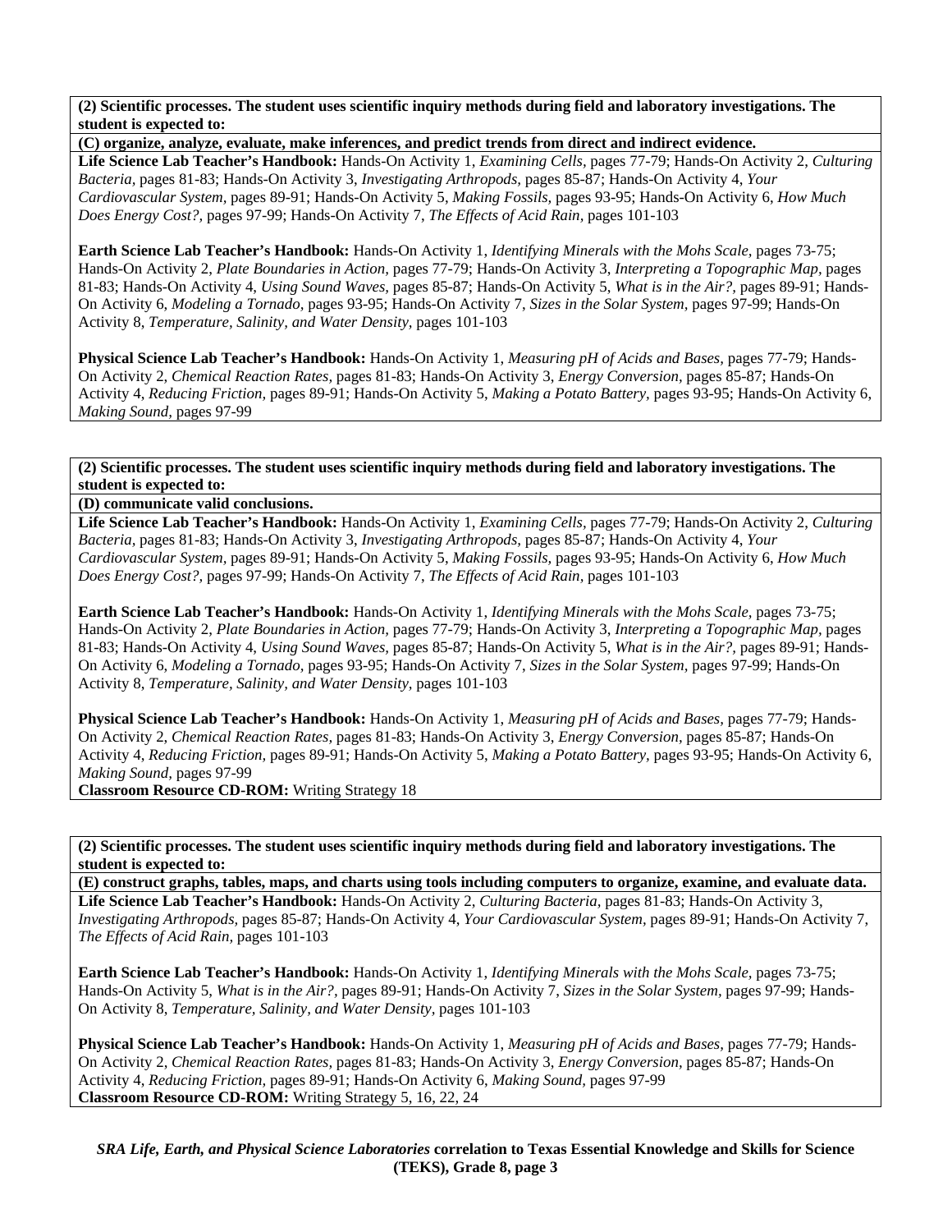**(2) Scientific processes. The student uses scientific inquiry methods during field and laboratory investigations. The student is expected to:**

**(C) organize, analyze, evaluate, make inferences, and predict trends from direct and indirect evidence.**

**Life Science Lab Teacher's Handbook:** Hands-On Activity 1, *Examining Cells,* pages 77-79; Hands-On Activity 2, *Culturing Bacteria,* pages 81-83; Hands-On Activity 3, *Investigating Arthropods,* pages 85-87; Hands-On Activity 4, *Your Cardiovascular System,* pages 89-91; Hands-On Activity 5, *Making Fossils,* pages 93-95; Hands-On Activity 6, *How Much Does Energy Cost?,* pages 97-99; Hands-On Activity 7, *The Effects of Acid Rain,* pages 101-103

**Earth Science Lab Teacher's Handbook:** Hands-On Activity 1, *Identifying Minerals with the Mohs Scale,* pages 73-75; Hands-On Activity 2, *Plate Boundaries in Action,* pages 77-79; Hands-On Activity 3, *Interpreting a Topographic Map,* pages 81-83; Hands-On Activity 4, *Using Sound Waves,* pages 85-87; Hands-On Activity 5, *What is in the Air?,* pages 89-91; Hands-On Activity 6, *Modeling a Tornado,* pages 93-95; Hands-On Activity 7, *Sizes in the Solar System,* pages 97-99; Hands-On Activity 8, *Temperature, Salinity, and Water Density,* pages 101-103

**Physical Science Lab Teacher's Handbook:** Hands-On Activity 1, *Measuring pH of Acids and Bases,* pages 77-79; Hands-On Activity 2, *Chemical Reaction Rates,* pages 81-83; Hands-On Activity 3, *Energy Conversion,* pages 85-87; Hands-On Activity 4, *Reducing Friction,* pages 89-91; Hands-On Activity 5, *Making a Potato Battery,* pages 93-95; Hands-On Activity 6, *Making Sound,* pages 97-99

**(2) Scientific processes. The student uses scientific inquiry methods during field and laboratory investigations. The student is expected to:**

**(D) communicate valid conclusions.**

**Life Science Lab Teacher's Handbook:** Hands-On Activity 1, *Examining Cells,* pages 77-79; Hands-On Activity 2, *Culturing Bacteria,* pages 81-83; Hands-On Activity 3, *Investigating Arthropods,* pages 85-87; Hands-On Activity 4, *Your Cardiovascular System,* pages 89-91; Hands-On Activity 5, *Making Fossils,* pages 93-95; Hands-On Activity 6, *How Much Does Energy Cost?,* pages 97-99; Hands-On Activity 7, *The Effects of Acid Rain,* pages 101-103

**Earth Science Lab Teacher's Handbook:** Hands-On Activity 1, *Identifying Minerals with the Mohs Scale,* pages 73-75; Hands-On Activity 2, *Plate Boundaries in Action,* pages 77-79; Hands-On Activity 3, *Interpreting a Topographic Map,* pages 81-83; Hands-On Activity 4, *Using Sound Waves,* pages 85-87; Hands-On Activity 5, *What is in the Air?,* pages 89-91; Hands-On Activity 6, *Modeling a Tornado,* pages 93-95; Hands-On Activity 7, *Sizes in the Solar System,* pages 97-99; Hands-On Activity 8, *Temperature, Salinity, and Water Density,* pages 101-103

**Physical Science Lab Teacher's Handbook:** Hands-On Activity 1, *Measuring pH of Acids and Bases,* pages 77-79; Hands-On Activity 2, *Chemical Reaction Rates,* pages 81-83; Hands-On Activity 3, *Energy Conversion,* pages 85-87; Hands-On Activity 4, *Reducing Friction,* pages 89-91; Hands-On Activity 5, *Making a Potato Battery,* pages 93-95; Hands-On Activity 6, *Making Sound,* pages 97-99

**Classroom Resource CD-ROM:** Writing Strategy 18

**(2) Scientific processes. The student uses scientific inquiry methods during field and laboratory investigations. The student is expected to:**

**(E) construct graphs, tables, maps, and charts using tools including computers to organize, examine, and evaluate data.**

**Life Science Lab Teacher's Handbook:** Hands-On Activity 2, *Culturing Bacteria,* pages 81-83; Hands-On Activity 3, *Investigating Arthropods,* pages 85-87; Hands-On Activity 4, *Your Cardiovascular System,* pages 89-91; Hands-On Activity 7, *The Effects of Acid Rain,* pages 101-103

**Earth Science Lab Teacher's Handbook:** Hands-On Activity 1, *Identifying Minerals with the Mohs Scale,* pages 73-75; Hands-On Activity 5, *What is in the Air?,* pages 89-91; Hands-On Activity 7, *Sizes in the Solar System,* pages 97-99; Hands-On Activity 8, *Temperature, Salinity, and Water Density,* pages 101-103

**Physical Science Lab Teacher's Handbook:** Hands-On Activity 1, *Measuring pH of Acids and Bases,* pages 77-79; Hands-On Activity 2, *Chemical Reaction Rates,* pages 81-83; Hands-On Activity 3, *Energy Conversion,* pages 85-87; Hands-On Activity 4, *Reducing Friction,* pages 89-91; Hands-On Activity 6, *Making Sound,* pages 97-99

**Classroom Resource CD-ROM:** Writing Strategy 5, 16, 22, 24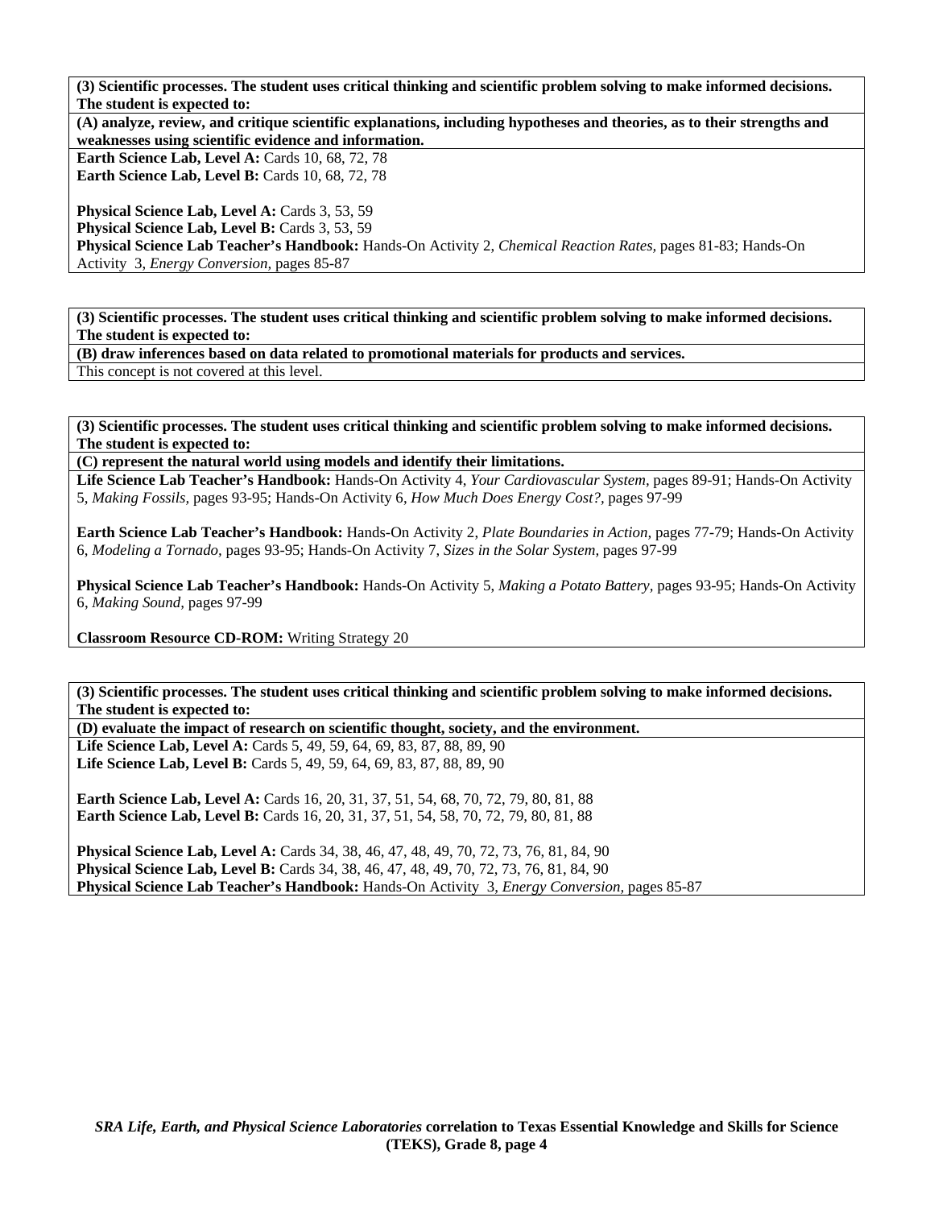**(3) Scientific processes. The student uses critical thinking and scientific problem solving to make informed decisions. The student is expected to:**

**(A) analyze, review, and critique scientific explanations, including hypotheses and theories, as to their strengths and weaknesses using scientific evidence and information.**

**Earth Science Lab, Level A:** Cards 10, 68, 72, 78
**Earth Science Lab, Level B:** Cards 10, 68, 72, 78

**Physical Science Lab, Level A:** Cards 3, 53, 59
**Physical Science Lab, Level B:** Cards 3, 53, 59
**Physical Science Lab Teacher's Handbook:** Hands-On Activity 2, *Chemical Reaction Rates,* pages 81-83; Hands-On Activity 3, *Energy Conversion,* pages 85-87

**(3) Scientific processes. The student uses critical thinking and scientific problem solving to make informed decisions. The student is expected to:**

**(B) draw inferences based on data related to promotional materials for products and services.**

This concept is not covered at this level.

**(3) Scientific processes. The student uses critical thinking and scientific problem solving to make informed decisions. The student is expected to:**

**(C) represent the natural world using models and identify their limitations.**

**Life Science Lab Teacher's Handbook:** Hands-On Activity 4, *Your Cardiovascular System,* pages 89-91; Hands-On Activity 5, *Making Fossils,* pages 93-95; Hands-On Activity 6, *How Much Does Energy Cost?,* pages 97-99

**Earth Science Lab Teacher's Handbook:** Hands-On Activity 2, *Plate Boundaries in Action,* pages 77-79; Hands-On Activity 6, *Modeling a Tornado,* pages 93-95; Hands-On Activity 7, *Sizes in the Solar System,* pages 97-99

**Physical Science Lab Teacher's Handbook:** Hands-On Activity 5, *Making a Potato Battery,* pages 93-95; Hands-On Activity 6, *Making Sound,* pages 97-99

**Classroom Resource CD-ROM:** Writing Strategy 20

**(3) Scientific processes. The student uses critical thinking and scientific problem solving to make informed decisions. The student is expected to:**

**(D) evaluate the impact of research on scientific thought, society, and the environment.**

**Life Science Lab, Level A:** Cards 5, 49, 59, 64, 69, 83, 87, 88, 89, 90
**Life Science Lab, Level B:** Cards 5, 49, 59, 64, 69, 83, 87, 88, 89, 90

**Earth Science Lab, Level A:** Cards 16, 20, 31, 37, 51, 54, 68, 70, 72, 79, 80, 81, 88
**Earth Science Lab, Level B:** Cards 16, 20, 31, 37, 51, 54, 58, 70, 72, 79, 80, 81, 88

**Physical Science Lab, Level A:** Cards 34, 38, 46, 47, 48, 49, 70, 72, 73, 76, 81, 84, 90
**Physical Science Lab, Level B:** Cards 34, 38, 46, 47, 48, 49, 70, 72, 73, 76, 81, 84, 90
**Physical Science Lab Teacher's Handbook:** Hands-On Activity 3, *Energy Conversion,* pages 85-87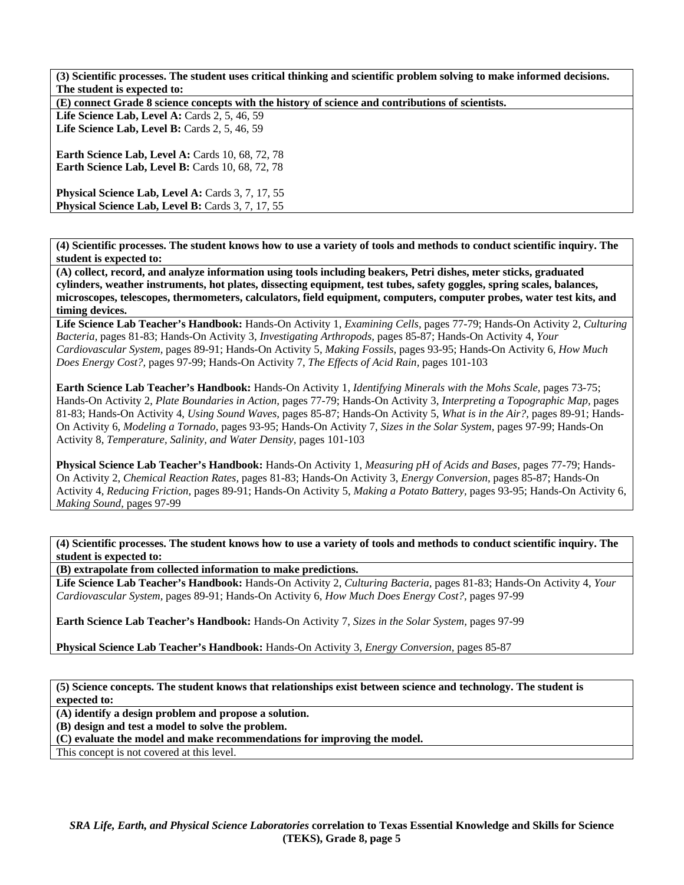**(3) Scientific processes. The student uses critical thinking and scientific problem solving to make informed decisions. The student is expected to:**

**(E) connect Grade 8 science concepts with the history of science and contributions of scientists.**

**Life Science Lab, Level A:** Cards 2, 5, 46, 59
**Life Science Lab, Level B:** Cards 2, 5, 46, 59

**Earth Science Lab, Level A:** Cards 10, 68, 72, 78
**Earth Science Lab, Level B:** Cards 10, 68, 72, 78

**Physical Science Lab, Level A:** Cards 3, 7, 17, 55
**Physical Science Lab, Level B:** Cards 3, 7, 17, 55

**(4) Scientific processes. The student knows how to use a variety of tools and methods to conduct scientific inquiry. The student is expected to:**

**(A) collect, record, and analyze information using tools including beakers, Petri dishes, meter sticks, graduated cylinders, weather instruments, hot plates, dissecting equipment, test tubes, safety goggles, spring scales, balances, microscopes, telescopes, thermometers, calculators, field equipment, computers, computer probes, water test kits, and timing devices.**

**Life Science Lab Teacher's Handbook:** Hands-On Activity 1, *Examining Cells,* pages 77-79; Hands-On Activity 2, *Culturing Bacteria,* pages 81-83; Hands-On Activity 3, *Investigating Arthropods,* pages 85-87; Hands-On Activity 4, *Your Cardiovascular System,* pages 89-91; Hands-On Activity 5, *Making Fossils,* pages 93-95; Hands-On Activity 6, *How Much Does Energy Cost?,* pages 97-99; Hands-On Activity 7, *The Effects of Acid Rain,* pages 101-103

**Earth Science Lab Teacher's Handbook:** Hands-On Activity 1, *Identifying Minerals with the Mohs Scale,* pages 73-75; Hands-On Activity 2, *Plate Boundaries in Action,* pages 77-79; Hands-On Activity 3, *Interpreting a Topographic Map,* pages 81-83; Hands-On Activity 4, *Using Sound Waves,* pages 85-87; Hands-On Activity 5, *What is in the Air?,* pages 89-91; Hands-On Activity 6, *Modeling a Tornado,* pages 93-95; Hands-On Activity 7, *Sizes in the Solar System,* pages 97-99; Hands-On Activity 8, *Temperature, Salinity, and Water Density,* pages 101-103

**Physical Science Lab Teacher's Handbook:** Hands-On Activity 1, *Measuring pH of Acids and Bases,* pages 77-79; Hands-On Activity 2, *Chemical Reaction Rates,* pages 81-83; Hands-On Activity 3, *Energy Conversion,* pages 85-87; Hands-On Activity 4, *Reducing Friction,* pages 89-91; Hands-On Activity 5, *Making a Potato Battery,* pages 93-95; Hands-On Activity 6, *Making Sound,* pages 97-99

**(4) Scientific processes. The student knows how to use a variety of tools and methods to conduct scientific inquiry. The student is expected to:**

**(B) extrapolate from collected information to make predictions.**

**Life Science Lab Teacher's Handbook:** Hands-On Activity 2, *Culturing Bacteria,* pages 81-83; Hands-On Activity 4, *Your Cardiovascular System,* pages 89-91; Hands-On Activity 6, *How Much Does Energy Cost?,* pages 97-99

**Earth Science Lab Teacher's Handbook:** Hands-On Activity 7, *Sizes in the Solar System,* pages 97-99

**Physical Science Lab Teacher's Handbook:** Hands-On Activity 3, *Energy Conversion,* pages 85-87

**(5) Science concepts. The student knows that relationships exist between science and technology. The student is expected to:**

**(A) identify a design problem and propose a solution.**

**(B) design and test a model to solve the problem.**

**(C) evaluate the model and make recommendations for improving the model.**

This concept is not covered at this level.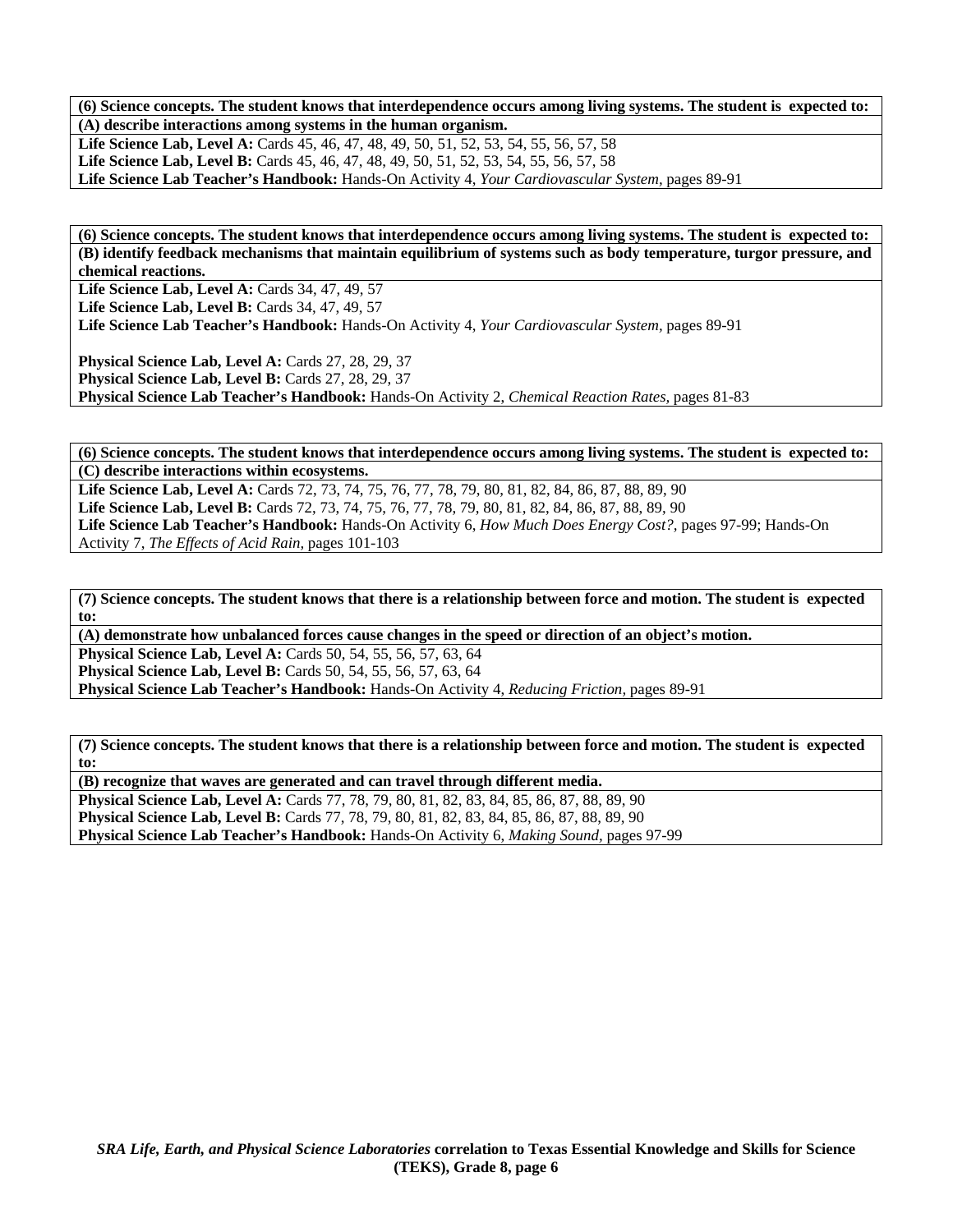**(6) Science concepts. The student knows that interdependence occurs among living systems. The student is expected to:**

**(A) describe interactions among systems in the human organism.**

**Life Science Lab, Level A:** Cards 45, 46, 47, 48, 49, 50, 51, 52, 53, 54, 55, 56, 57, 58
**Life Science Lab, Level B:** Cards 45, 46, 47, 48, 49, 50, 51, 52, 53, 54, 55, 56, 57, 58
**Life Science Lab Teacher's Handbook:** Hands-On Activity 4, *Your Cardiovascular System,* pages 89-91

**(6) Science concepts. The student knows that interdependence occurs among living systems. The student is expected to:**

**(B) identify feedback mechanisms that maintain equilibrium of systems such as body temperature, turgor pressure, and chemical reactions.**

**Life Science Lab, Level A:** Cards 34, 47, 49, 57
**Life Science Lab, Level B:** Cards 34, 47, 49, 57
**Life Science Lab Teacher's Handbook:** Hands-On Activity 4, *Your Cardiovascular System,* pages 89-91

**Physical Science Lab, Level A:** Cards 27, 28, 29, 37
**Physical Science Lab, Level B:** Cards 27, 28, 29, 37
**Physical Science Lab Teacher's Handbook:** Hands-On Activity 2, *Chemical Reaction Rates,* pages 81-83

**(6) Science concepts. The student knows that interdependence occurs among living systems. The student is expected to:**

**(C) describe interactions within ecosystems.**

**Life Science Lab, Level A:** Cards 72, 73, 74, 75, 76, 77, 78, 79, 80, 81, 82, 84, 86, 87, 88, 89, 90
**Life Science Lab, Level B:** Cards 72, 73, 74, 75, 76, 77, 78, 79, 80, 81, 82, 84, 86, 87, 88, 89, 90
**Life Science Lab Teacher's Handbook:** Hands-On Activity 6, *How Much Does Energy Cost?,* pages 97-99; Hands-On Activity 7, *The Effects of Acid Rain,* pages 101-103

**(7) Science concepts. The student knows that there is a relationship between force and motion. The student is expected to:**

**(A) demonstrate how unbalanced forces cause changes in the speed or direction of an object's motion.**

**Physical Science Lab, Level A:** Cards 50, 54, 55, 56, 57, 63, 64
**Physical Science Lab, Level B:** Cards 50, 54, 55, 56, 57, 63, 64
**Physical Science Lab Teacher's Handbook:** Hands-On Activity 4, *Reducing Friction,* pages 89-91

**(7) Science concepts. The student knows that there is a relationship between force and motion. The student is expected to:**

**(B) recognize that waves are generated and can travel through different media.**

**Physical Science Lab, Level A:** Cards 77, 78, 79, 80, 81, 82, 83, 84, 85, 86, 87, 88, 89, 90
**Physical Science Lab, Level B:** Cards 77, 78, 79, 80, 81, 82, 83, 84, 85, 86, 87, 88, 89, 90
**Physical Science Lab Teacher's Handbook:** Hands-On Activity 6, *Making Sound,* pages 97-99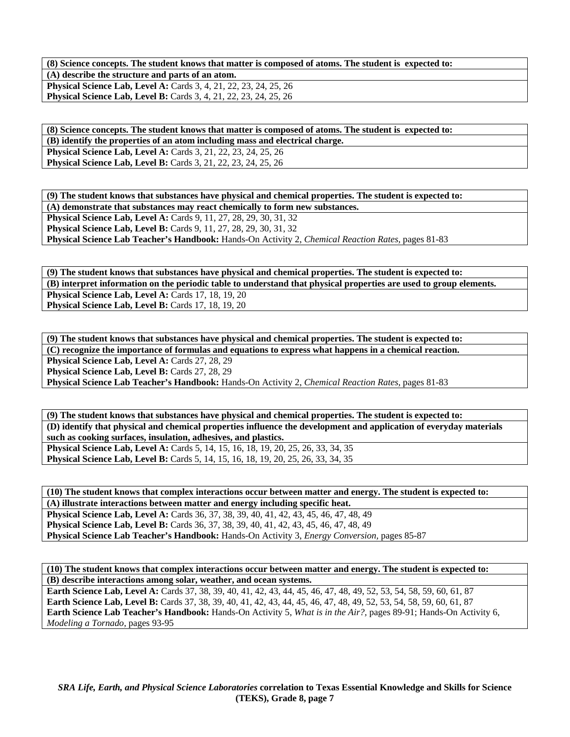| |
|---|
| **(8) Science concepts. The student knows that matter is composed of atoms. The student is expected to:** |
| **(A) describe the structure and parts of an atom.** |
| **Physical Science Lab, Level A:** Cards 3, 4, 21, 22, 23, 24, 25, 26<br>**Physical Science Lab, Level B:** Cards 3, 4, 21, 22, 23, 24, 25, 26 |

| |
|---|
| **(8) Science concepts. The student knows that matter is composed of atoms. The student is expected to:** |
| **(B) identify the properties of an atom including mass and electrical charge.** |
| **Physical Science Lab, Level A:** Cards 3, 21, 22, 23, 24, 25, 26<br>**Physical Science Lab, Level B:** Cards 3, 21, 22, 23, 24, 25, 26 |

| |
|---|
| **(9) The student knows that substances have physical and chemical properties. The student is expected to:** |
| **(A) demonstrate that substances may react chemically to form new substances.** |
| **Physical Science Lab, Level A:** Cards 9, 11, 27, 28, 29, 30, 31, 32<br>**Physical Science Lab, Level B:** Cards 9, 11, 27, 28, 29, 30, 31, 32<br>**Physical Science Lab Teacher's Handbook:** Hands-On Activity 2, *Chemical Reaction Rates,* pages 81-83 |

| |
|---|
| **(9) The student knows that substances have physical and chemical properties. The student is expected to:** |
| **(B) interpret information on the periodic table to understand that physical properties are used to group elements.** |
| **Physical Science Lab, Level A:** Cards 17, 18, 19, 20<br>**Physical Science Lab, Level B:** Cards 17, 18, 19, 20 |

| |
|---|
| **(9) The student knows that substances have physical and chemical properties. The student is expected to:** |
| **(C) recognize the importance of formulas and equations to express what happens in a chemical reaction.** |
| **Physical Science Lab, Level A:** Cards 27, 28, 29<br>**Physical Science Lab, Level B:** Cards 27, 28, 29<br>**Physical Science Lab Teacher's Handbook:** Hands-On Activity 2, *Chemical Reaction Rates,* pages 81-83 |

| |
|---|
| **(9) The student knows that substances have physical and chemical properties. The student is expected to:** |
| **(D) identify that physical and chemical properties influence the development and application of everyday materials such as cooking surfaces, insulation, adhesives, and plastics.** |
| **Physical Science Lab, Level A:** Cards 5, 14, 15, 16, 18, 19, 20, 25, 26, 33, 34, 35<br>**Physical Science Lab, Level B:** Cards 5, 14, 15, 16, 18, 19, 20, 25, 26, 33, 34, 35 |

| |
|---|
| **(10) The student knows that complex interactions occur between matter and energy. The student is expected to:** |
| **(A) illustrate interactions between matter and energy including specific heat.** |
| **Physical Science Lab, Level A:** Cards 36, 37, 38, 39, 40, 41, 42, 43, 45, 46, 47, 48, 49<br>**Physical Science Lab, Level B:** Cards 36, 37, 38, 39, 40, 41, 42, 43, 45, 46, 47, 48, 49<br>**Physical Science Lab Teacher's Handbook:** Hands-On Activity 3, *Energy Conversion,* pages 85-87 |

| |
|---|
| **(10) The student knows that complex interactions occur between matter and energy. The student is expected to:** |
| **(B) describe interactions among solar, weather, and ocean systems.** |
| **Earth Science Lab, Level A:** Cards 37, 38, 39, 40, 41, 42, 43, 44, 45, 46, 47, 48, 49, 52, 53, 54, 58, 59, 60, 61, 87<br>**Earth Science Lab, Level B:** Cards 37, 38, 39, 40, 41, 42, 43, 44, 45, 46, 47, 48, 49, 52, 53, 54, 58, 59, 60, 61, 87<br>**Earth Science Lab Teacher's Handbook:** Hands-On Activity 5, *What is in the Air?,* pages 89-91; Hands-On Activity 6, *Modeling a Tornado,* pages 93-95 |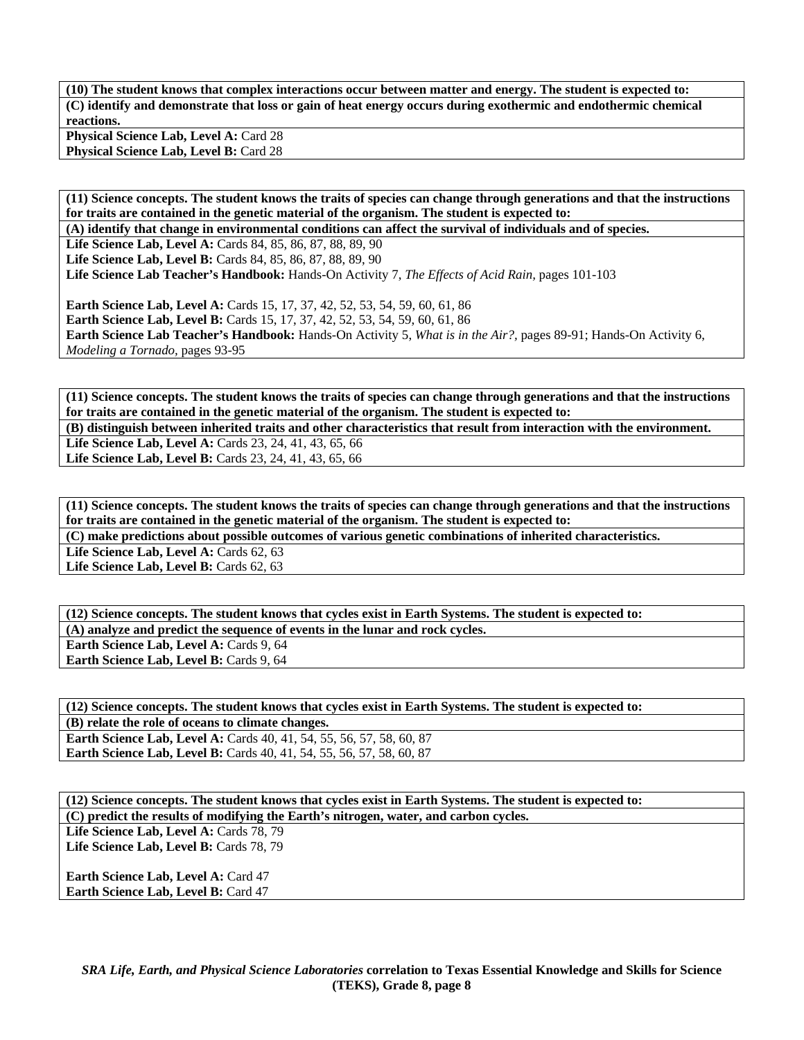**(10) The student knows that complex interactions occur between matter and energy. The student is expected to:**

**(C) identify and demonstrate that loss or gain of heat energy occurs during exothermic and endothermic chemical reactions.**

**Physical Science Lab, Level A:** Card 28
**Physical Science Lab, Level B:** Card 28

**(11) Science concepts. The student knows the traits of species can change through generations and that the instructions for traits are contained in the genetic material of the organism. The student is expected to:**

**(A) identify that change in environmental conditions can affect the survival of individuals and of species.**

**Life Science Lab, Level A:** Cards 84, 85, 86, 87, 88, 89, 90
**Life Science Lab, Level B:** Cards 84, 85, 86, 87, 88, 89, 90
**Life Science Lab Teacher's Handbook:** Hands-On Activity 7, *The Effects of Acid Rain,* pages 101-103

**Earth Science Lab, Level A:** Cards 15, 17, 37, 42, 52, 53, 54, 59, 60, 61, 86
**Earth Science Lab, Level B:** Cards 15, 17, 37, 42, 52, 53, 54, 59, 60, 61, 86
**Earth Science Lab Teacher's Handbook:** Hands-On Activity 5, *What is in the Air?,* pages 89-91; Hands-On Activity 6, *Modeling a Tornado,* pages 93-95

**(11) Science concepts. The student knows the traits of species can change through generations and that the instructions for traits are contained in the genetic material of the organism. The student is expected to:**

**(B) distinguish between inherited traits and other characteristics that result from interaction with the environment.**

**Life Science Lab, Level A:** Cards 23, 24, 41, 43, 65, 66
**Life Science Lab, Level B:** Cards 23, 24, 41, 43, 65, 66

**(11) Science concepts. The student knows the traits of species can change through generations and that the instructions for traits are contained in the genetic material of the organism. The student is expected to:**

**(C) make predictions about possible outcomes of various genetic combinations of inherited characteristics.**

**Life Science Lab, Level A:** Cards 62, 63
**Life Science Lab, Level B:** Cards 62, 63

**(12) Science concepts. The student knows that cycles exist in Earth Systems. The student is expected to:**

**(A) analyze and predict the sequence of events in the lunar and rock cycles.**

**Earth Science Lab, Level A:** Cards 9, 64
**Earth Science Lab, Level B:** Cards 9, 64

**(12) Science concepts. The student knows that cycles exist in Earth Systems. The student is expected to:**

**(B) relate the role of oceans to climate changes.**

**Earth Science Lab, Level A:** Cards 40, 41, 54, 55, 56, 57, 58, 60, 87
**Earth Science Lab, Level B:** Cards 40, 41, 54, 55, 56, 57, 58, 60, 87

**(12) Science concepts. The student knows that cycles exist in Earth Systems. The student is expected to:**

**(C) predict the results of modifying the Earth's nitrogen, water, and carbon cycles.**

**Life Science Lab, Level A:** Cards 78, 79
**Life Science Lab, Level B:** Cards 78, 79

**Earth Science Lab, Level A:** Card 47
**Earth Science Lab, Level B:** Card 47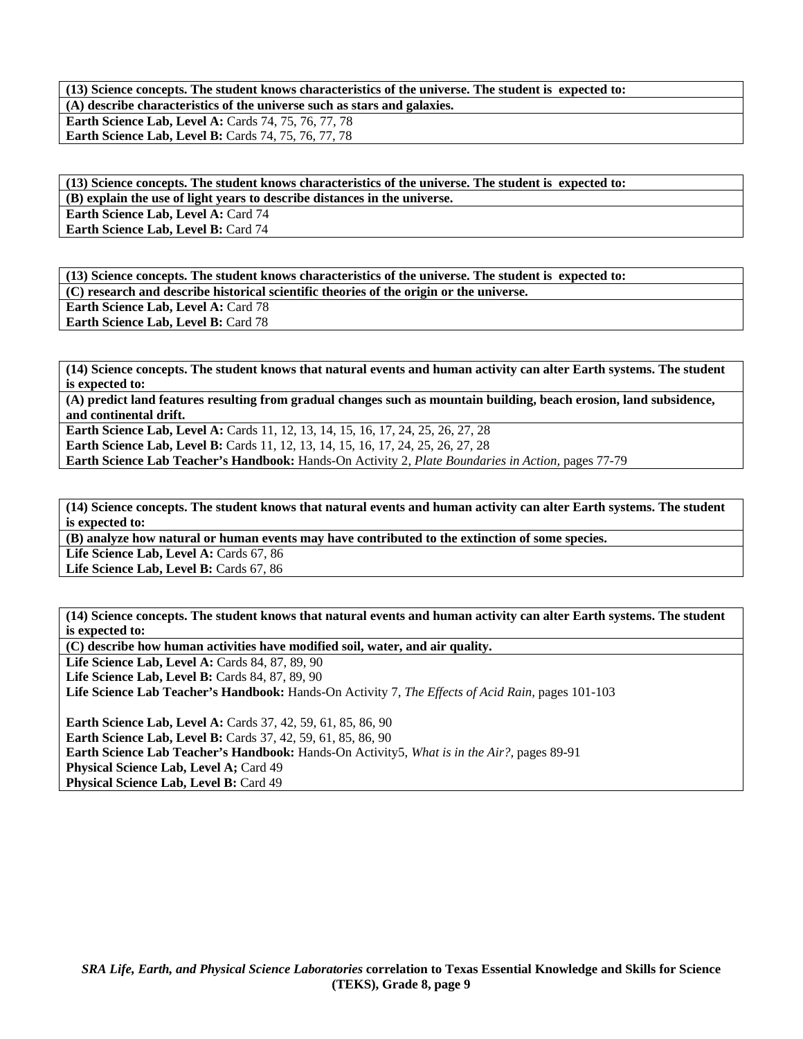**(13) Science concepts. The student knows characteristics of the universe. The student is expected to:**

**(A) describe characteristics of the universe such as stars and galaxies.**

**Earth Science Lab, Level A:** Cards 74, 75, 76, 77, 78
**Earth Science Lab, Level B:** Cards 74, 75, 76, 77, 78

**(13) Science concepts. The student knows characteristics of the universe. The student is expected to:**

**(B) explain the use of light years to describe distances in the universe.**

**Earth Science Lab, Level A:** Card 74
**Earth Science Lab, Level B:** Card 74

**(13) Science concepts. The student knows characteristics of the universe. The student is expected to:**

**(C) research and describe historical scientific theories of the origin or the universe.**

**Earth Science Lab, Level A:** Card 78
**Earth Science Lab, Level B:** Card 78

**(14) Science concepts. The student knows that natural events and human activity can alter Earth systems. The student is expected to:**

**(A) predict land features resulting from gradual changes such as mountain building, beach erosion, land subsidence, and continental drift.**

**Earth Science Lab, Level A:** Cards 11, 12, 13, 14, 15, 16, 17, 24, 25, 26, 27, 28
**Earth Science Lab, Level B:** Cards 11, 12, 13, 14, 15, 16, 17, 24, 25, 26, 27, 28
**Earth Science Lab Teacher's Handbook:** Hands-On Activity 2, *Plate Boundaries in Action,* pages 77-79

**(14) Science concepts. The student knows that natural events and human activity can alter Earth systems. The student is expected to:**

**(B) analyze how natural or human events may have contributed to the extinction of some species.**

**Life Science Lab, Level A:** Cards 67, 86
**Life Science Lab, Level B:** Cards 67, 86

**(14) Science concepts. The student knows that natural events and human activity can alter Earth systems. The student is expected to:**

**(C) describe how human activities have modified soil, water, and air quality.**

**Life Science Lab, Level A:** Cards 84, 87, 89, 90
**Life Science Lab, Level B:** Cards 84, 87, 89, 90
**Life Science Lab Teacher's Handbook:** Hands-On Activity 7, *The Effects of Acid Rain,* pages 101-103

**Earth Science Lab, Level A:** Cards 37, 42, 59, 61, 85, 86, 90
**Earth Science Lab, Level B:** Cards 37, 42, 59, 61, 85, 86, 90
**Earth Science Lab Teacher's Handbook:** Hands-On Activity5, *What is in the Air?,* pages 89-91
**Physical Science Lab, Level A;** Card 49
**Physical Science Lab, Level B:** Card 49